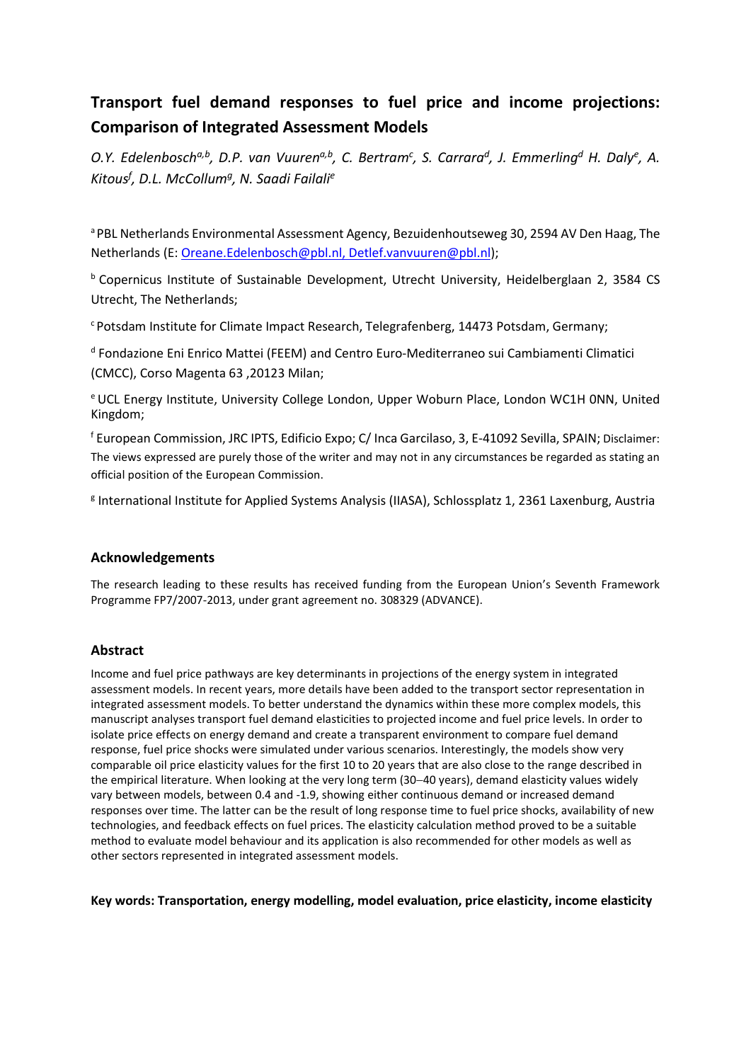# Transport fuel demand responses to fuel price and income projections: Comparison of Integrated Assessment Models

*O.Y. Edelenbosch[a,b], D.P. van Vuuren[a,b], C. Bertram[c], S. Carrara[d], J. Emmerling[d] H. Daly[e], A. Kitous[f], D.L. McCollum[g], N. Saadi Failali[e]*

[a] PBL Netherlands Environmental Assessment Agency, Bezuidenhoutseweg 30, 2594 AV Den Haag, The Netherlands (E: Oreane.Edelenbosch@pbl.nl, Detlef.vanvuuren@pbl.nl);

[b] Copernicus Institute of Sustainable Development, Utrecht University, Heidelberglaan 2, 3584 CS Utrecht, The Netherlands;

[c] Potsdam Institute for Climate Impact Research, Telegrafenberg, 14473 Potsdam, Germany;

[d] Fondazione Eni Enrico Mattei (FEEM) and Centro Euro-Mediterraneo sui Cambiamenti Climatici (CMCC), Corso Magenta 63 ,20123 Milan;

[e] UCL Energy Institute, University College London, Upper Woburn Place, London WC1H 0NN, United Kingdom;

[f] European Commission, JRC IPTS, Edificio Expo; C/ Inca Garcilaso, 3, E-41092 Sevilla, SPAIN; Disclaimer: The views expressed are purely those of the writer and may not in any circumstances be regarded as stating an official position of the European Commission.

[g] International Institute for Applied Systems Analysis (IIASA), Schlossplatz 1, 2361 Laxenburg, Austria

## Acknowledgements

The research leading to these results has received funding from the European Union's Seventh Framework Programme FP7/2007-2013, under grant agreement no. 308329 (ADVANCE).

## Abstract

Income and fuel price pathways are key determinants in projections of the energy system in integrated assessment models. In recent years, more details have been added to the transport sector representation in integrated assessment models. To better understand the dynamics within these more complex models, this manuscript analyses transport fuel demand elasticities to projected income and fuel price levels. In order to isolate price effects on energy demand and create a transparent environment to compare fuel demand response, fuel price shocks were simulated under various scenarios. Interestingly, the models show very comparable oil price elasticity values for the first 10 to 20 years that are also close to the range described in the empirical literature. When looking at the very long term (30–40 years), demand elasticity values widely vary between models, between 0.4 and -1.9, showing either continuous demand or increased demand responses over time. The latter can be the result of long response time to fuel price shocks, availability of new technologies, and feedback effects on fuel prices. The elasticity calculation method proved to be a suitable method to evaluate model behaviour and its application is also recommended for other models as well as other sectors represented in integrated assessment models.

**Key words: Transportation, energy modelling, model evaluation, price elasticity, income elasticity**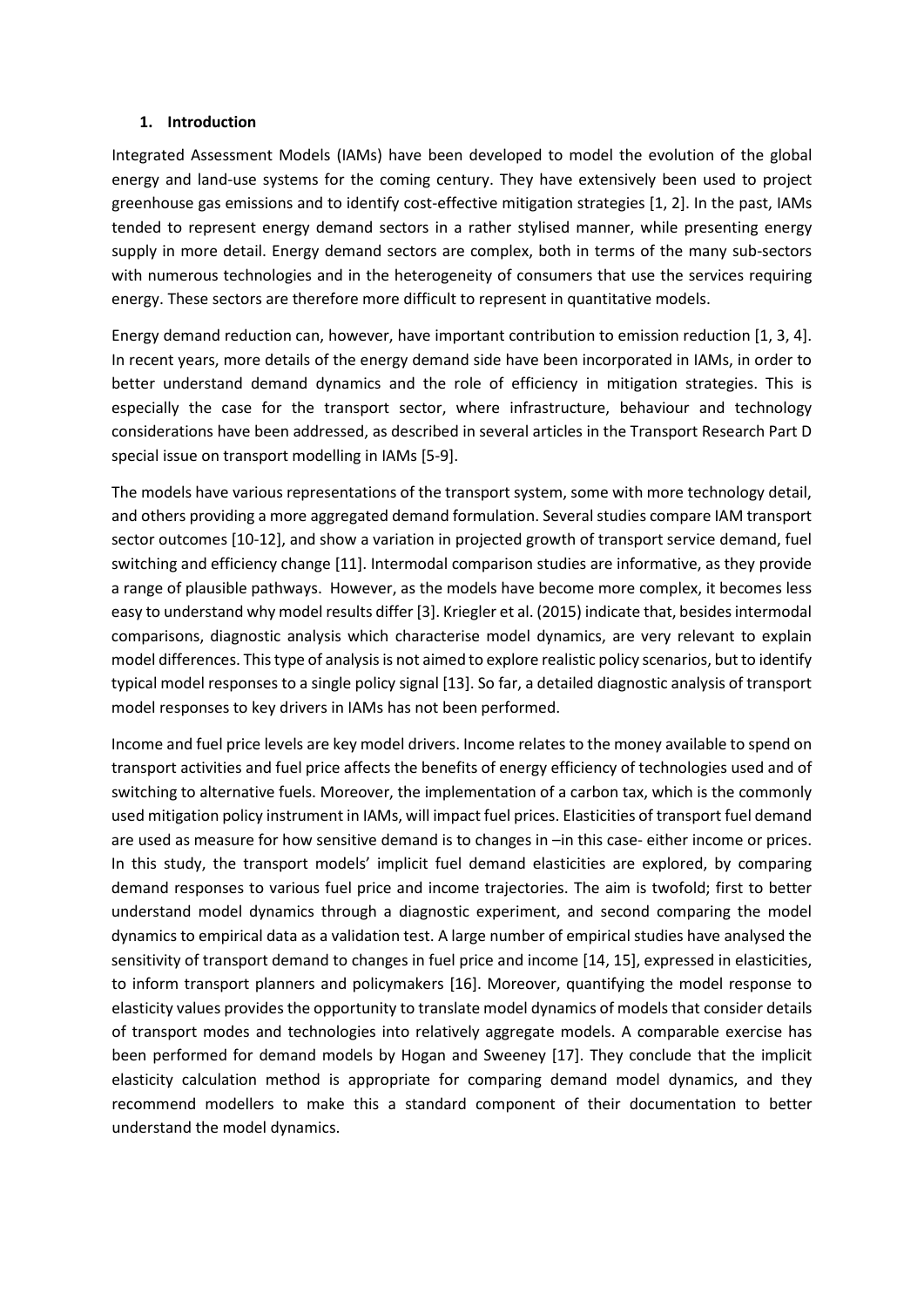## 1. Introduction

Integrated Assessment Models (IAMs) have been developed to model the evolution of the global energy and land-use systems for the coming century. They have extensively been used to project greenhouse gas emissions and to identify cost-effective mitigation strategies [1, 2]. In the past, IAMs tended to represent energy demand sectors in a rather stylised manner, while presenting energy supply in more detail. Energy demand sectors are complex, both in terms of the many sub-sectors with numerous technologies and in the heterogeneity of consumers that use the services requiring energy. These sectors are therefore more difficult to represent in quantitative models.

Energy demand reduction can, however, have important contribution to emission reduction [1, 3, 4]. In recent years, more details of the energy demand side have been incorporated in IAMs, in order to better understand demand dynamics and the role of efficiency in mitigation strategies. This is especially the case for the transport sector, where infrastructure, behaviour and technology considerations have been addressed, as described in several articles in the Transport Research Part D special issue on transport modelling in IAMs [5-9].

The models have various representations of the transport system, some with more technology detail, and others providing a more aggregated demand formulation. Several studies compare IAM transport sector outcomes [10-12], and show a variation in projected growth of transport service demand, fuel switching and efficiency change [11]. Intermodal comparison studies are informative, as they provide a range of plausible pathways. However, as the models have become more complex, it becomes less easy to understand why model results differ [3]. Kriegler et al. (2015) indicate that, besides intermodal comparisons, diagnostic analysis which characterise model dynamics, are very relevant to explain model differences. This type of analysis is not aimed to explore realistic policy scenarios, but to identify typical model responses to a single policy signal [13]. So far, a detailed diagnostic analysis of transport model responses to key drivers in IAMs has not been performed.

Income and fuel price levels are key model drivers. Income relates to the money available to spend on transport activities and fuel price affects the benefits of energy efficiency of technologies used and of switching to alternative fuels. Moreover, the implementation of a carbon tax, which is the commonly used mitigation policy instrument in IAMs, will impact fuel prices. Elasticities of transport fuel demand are used as measure for how sensitive demand is to changes in –in this case- either income or prices. In this study, the transport models' implicit fuel demand elasticities are explored, by comparing demand responses to various fuel price and income trajectories. The aim is twofold; first to better understand model dynamics through a diagnostic experiment, and second comparing the model dynamics to empirical data as a validation test. A large number of empirical studies have analysed the sensitivity of transport demand to changes in fuel price and income [14, 15], expressed in elasticities, to inform transport planners and policymakers [16]. Moreover, quantifying the model response to elasticity values provides the opportunity to translate model dynamics of models that consider details of transport modes and technologies into relatively aggregate models. A comparable exercise has been performed for demand models by Hogan and Sweeney [17]. They conclude that the implicit elasticity calculation method is appropriate for comparing demand model dynamics, and they recommend modellers to make this a standard component of their documentation to better understand the model dynamics.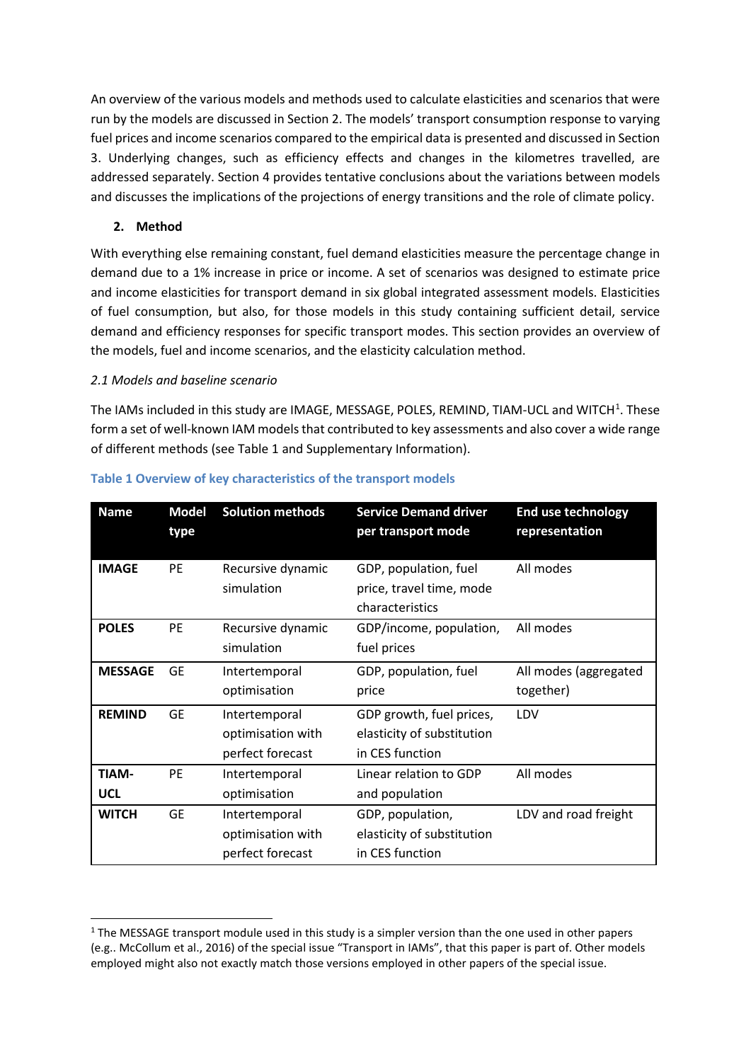An overview of the various models and methods used to calculate elasticities and scenarios that were run by the models are discussed in Section 2. The models' transport consumption response to varying fuel prices and income scenarios compared to the empirical data is presented and discussed in Section 3. Underlying changes, such as efficiency effects and changes in the kilometres travelled, are addressed separately. Section 4 provides tentative conclusions about the variations between models and discusses the implications of the projections of energy transitions and the role of climate policy.

## 2. Method

With everything else remaining constant, fuel demand elasticities measure the percentage change in demand due to a 1% increase in price or income. A set of scenarios was designed to estimate price and income elasticities for transport demand in six global integrated assessment models. Elasticities of fuel consumption, but also, for those models in this study containing sufficient detail, service demand and efficiency responses for specific transport modes. This section provides an overview of the models, fuel and income scenarios, and the elasticity calculation method.

### *2.1 Models and baseline scenario*

The IAMs included in this study are IMAGE, MESSAGE, POLES, REMIND, TIAM-UCL and WITCH[1]. These form a set of well-known IAM models that contributed to key assessments and also cover a wide range of different methods (see Table 1 and Supplementary Information).

**Table 1 Overview of key characteristics of the transport models**

| Name | Model type | Solution methods | Service Demand driver per transport mode | End use technology representation |
|---|---|---|---|---|
| **IMAGE** | PE | Recursive dynamic simulation | GDP, population, fuel price, travel time, mode characteristics | All modes |
| **POLES** | PE | Recursive dynamic simulation | GDP/income, population, fuel prices | All modes |
| **MESSAGE** | GE | Intertemporal optimisation | GDP, population, fuel price | All modes (aggregated together) |
| **REMIND** | GE | Intertemporal optimisation with perfect forecast | GDP growth, fuel prices, elasticity of substitution in CES function | LDV |
| **TIAM-UCL** | PE | Intertemporal optimisation | Linear relation to GDP and population | All modes |
| **WITCH** | GE | Intertemporal optimisation with perfect forecast | GDP, population, elasticity of substitution in CES function | LDV and road freight |

[1] The MESSAGE transport module used in this study is a simpler version than the one used in other papers (e.g.. McCollum et al., 2016) of the special issue "Transport in IAMs", that this paper is part of. Other models employed might also not exactly match those versions employed in other papers of the special issue.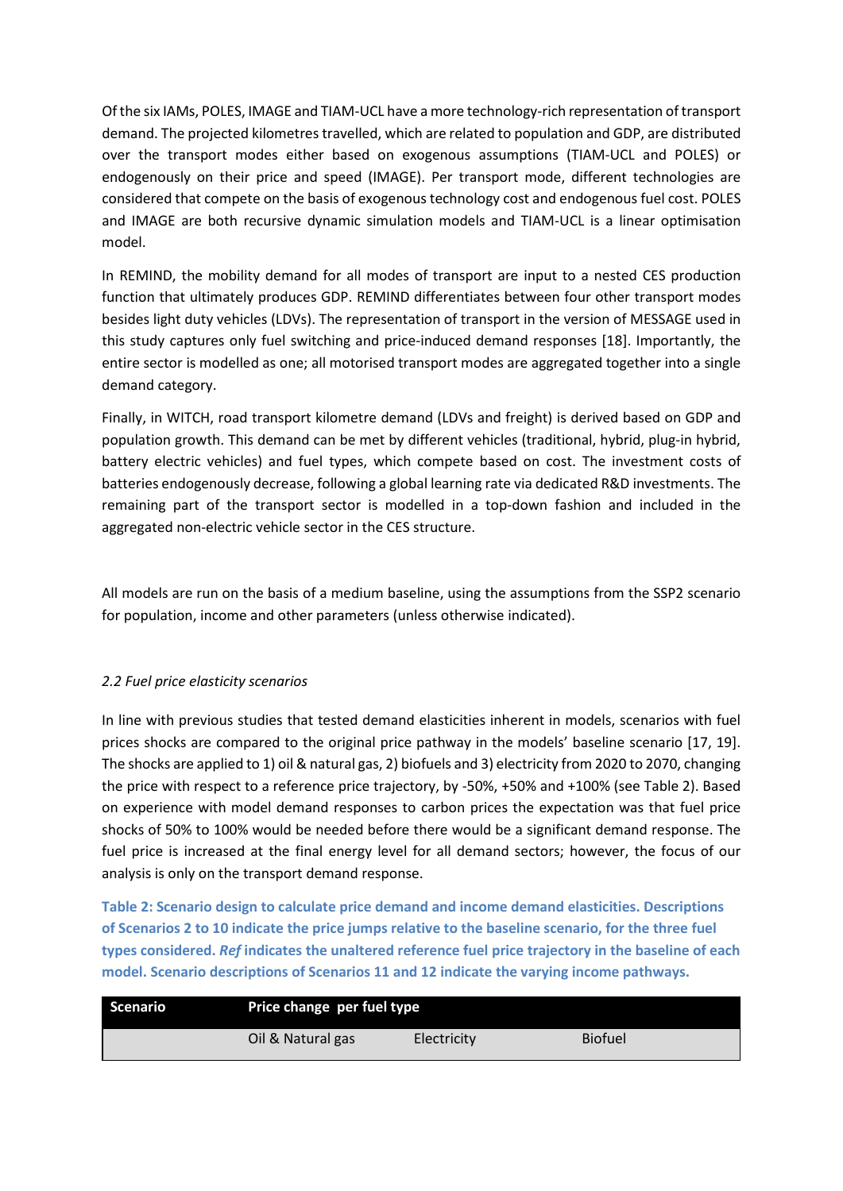Of the six IAMs, POLES, IMAGE and TIAM-UCL have a more technology-rich representation of transport demand. The projected kilometres travelled, which are related to population and GDP, are distributed over the transport modes either based on exogenous assumptions (TIAM-UCL and POLES) or endogenously on their price and speed (IMAGE). Per transport mode, different technologies are considered that compete on the basis of exogenous technology cost and endogenous fuel cost. POLES and IMAGE are both recursive dynamic simulation models and TIAM-UCL is a linear optimisation model.

In REMIND, the mobility demand for all modes of transport are input to a nested CES production function that ultimately produces GDP. REMIND differentiates between four other transport modes besides light duty vehicles (LDVs). The representation of transport in the version of MESSAGE used in this study captures only fuel switching and price-induced demand responses [18]. Importantly, the entire sector is modelled as one; all motorised transport modes are aggregated together into a single demand category.

Finally, in WITCH, road transport kilometre demand (LDVs and freight) is derived based on GDP and population growth. This demand can be met by different vehicles (traditional, hybrid, plug-in hybrid, battery electric vehicles) and fuel types, which compete based on cost. The investment costs of batteries endogenously decrease, following a global learning rate via dedicated R&D investments. The remaining part of the transport sector is modelled in a top-down fashion and included in the aggregated non-electric vehicle sector in the CES structure.

All models are run on the basis of a medium baseline, using the assumptions from the SSP2 scenario for population, income and other parameters (unless otherwise indicated).

### *2.2 Fuel price elasticity scenarios*

In line with previous studies that tested demand elasticities inherent in models, scenarios with fuel prices shocks are compared to the original price pathway in the models' baseline scenario [17, 19]. The shocks are applied to 1) oil & natural gas, 2) biofuels and 3) electricity from 2020 to 2070, changing the price with respect to a reference price trajectory, by -50%, +50% and +100% (see Table 2). Based on experience with model demand responses to carbon prices the expectation was that fuel price shocks of 50% to 100% would be needed before there would be a significant demand response. The fuel price is increased at the final energy level for all demand sectors; however, the focus of our analysis is only on the transport demand response.

**Table 2: Scenario design to calculate price demand and income demand elasticities. Descriptions of Scenarios 2 to 10 indicate the price jumps relative to the baseline scenario, for the three fuel types considered. *Ref* indicates the unaltered reference fuel price trajectory in the baseline of each model. Scenario descriptions of Scenarios 11 and 12 indicate the varying income pathways.**

| Scenario | Price change per fuel type | | |
|---|---|---|---|
| | Oil & Natural gas | Electricity | Biofuel |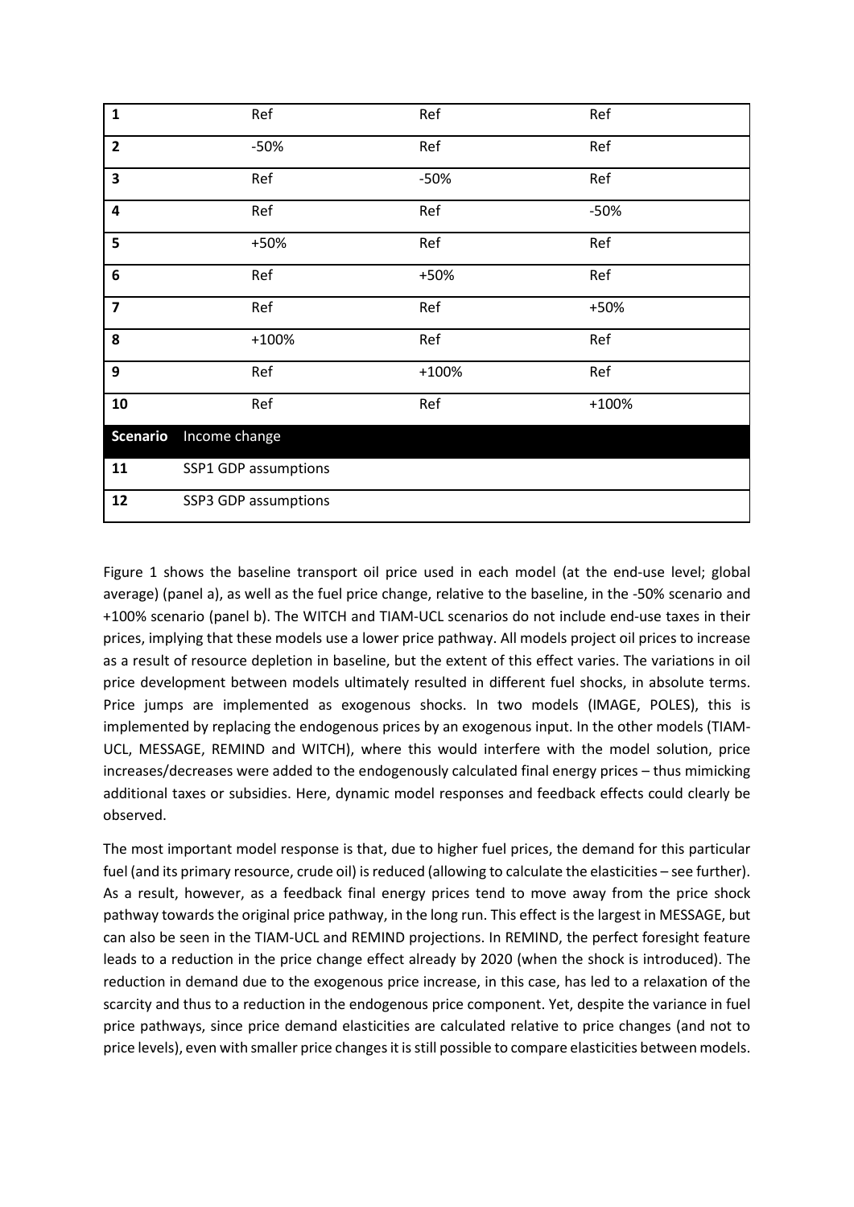| 1 | Ref | Ref | Ref |
|---|---|---|---|
| 2 | -50% | Ref | Ref |
| 3 | Ref | -50% | Ref |
| 4 | Ref | Ref | -50% |
| 5 | +50% | Ref | Ref |
| 6 | Ref | +50% | Ref |
| 7 | Ref | Ref | +50% |
| 8 | +100% | Ref | Ref |
| 9 | Ref | +100% | Ref |
| 10 | Ref | Ref | +100% |
| **Scenario** | Income change | | |
| 11 | SSP1 GDP assumptions | | |
| 12 | SSP3 GDP assumptions | | |

Figure 1 shows the baseline transport oil price used in each model (at the end-use level; global average) (panel a), as well as the fuel price change, relative to the baseline, in the -50% scenario and +100% scenario (panel b). The WITCH and TIAM-UCL scenarios do not include end-use taxes in their prices, implying that these models use a lower price pathway. All models project oil prices to increase as a result of resource depletion in baseline, but the extent of this effect varies. The variations in oil price development between models ultimately resulted in different fuel shocks, in absolute terms. Price jumps are implemented as exogenous shocks. In two models (IMAGE, POLES), this is implemented by replacing the endogenous prices by an exogenous input. In the other models (TIAM-UCL, MESSAGE, REMIND and WITCH), where this would interfere with the model solution, price increases/decreases were added to the endogenously calculated final energy prices – thus mimicking additional taxes or subsidies. Here, dynamic model responses and feedback effects could clearly be observed.

The most important model response is that, due to higher fuel prices, the demand for this particular fuel (and its primary resource, crude oil) is reduced (allowing to calculate the elasticities – see further). As a result, however, as a feedback final energy prices tend to move away from the price shock pathway towards the original price pathway, in the long run. This effect is the largest in MESSAGE, but can also be seen in the TIAM-UCL and REMIND projections. In REMIND, the perfect foresight feature leads to a reduction in the price change effect already by 2020 (when the shock is introduced). The reduction in demand due to the exogenous price increase, in this case, has led to a relaxation of the scarcity and thus to a reduction in the endogenous price component. Yet, despite the variance in fuel price pathways, since price demand elasticities are calculated relative to price changes (and not to price levels), even with smaller price changes it is still possible to compare elasticities between models.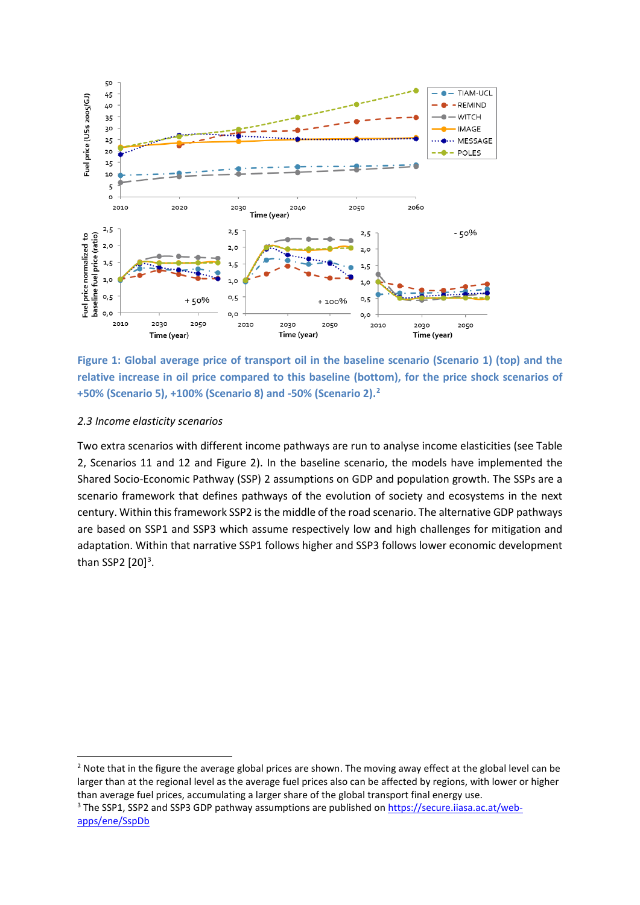Figure 1: Global average price of transport oil in the baseline scenario (Scenario 1) (top) and the relative increase in oil price compared to this baseline (bottom), for the price shock scenarios of +50% (Scenario 5), +100% (Scenario 8) and -50% (Scenario 2).[2]

*2.3 Income elasticity scenarios*

Two extra scenarios with different income pathways are run to analyse income elasticities (see Table 2, Scenarios 11 and 12 and Figure 2). In the baseline scenario, the models have implemented the Shared Socio-Economic Pathway (SSP) 2 assumptions on GDP and population growth. The SSPs are a scenario framework that defines pathways of the evolution of society and ecosystems in the next century. Within this framework SSP2 is the middle of the road scenario. The alternative GDP pathways are based on SSP1 and SSP3 which assume respectively low and high challenges for mitigation and adaptation. Within that narrative SSP1 follows higher and SSP3 follows lower economic development than SSP2 [20][3].

[2] Note that in the figure the average global prices are shown. The moving away effect at the global level can be larger than at the regional level as the average fuel prices also can be affected by regions, with lower or higher than average fuel prices, accumulating a larger share of the global transport final energy use.

[3] The SSP1, SSP2 and SSP3 GDP pathway assumptions are published on https://secure.iiasa.ac.at/web-apps/ene/SspDb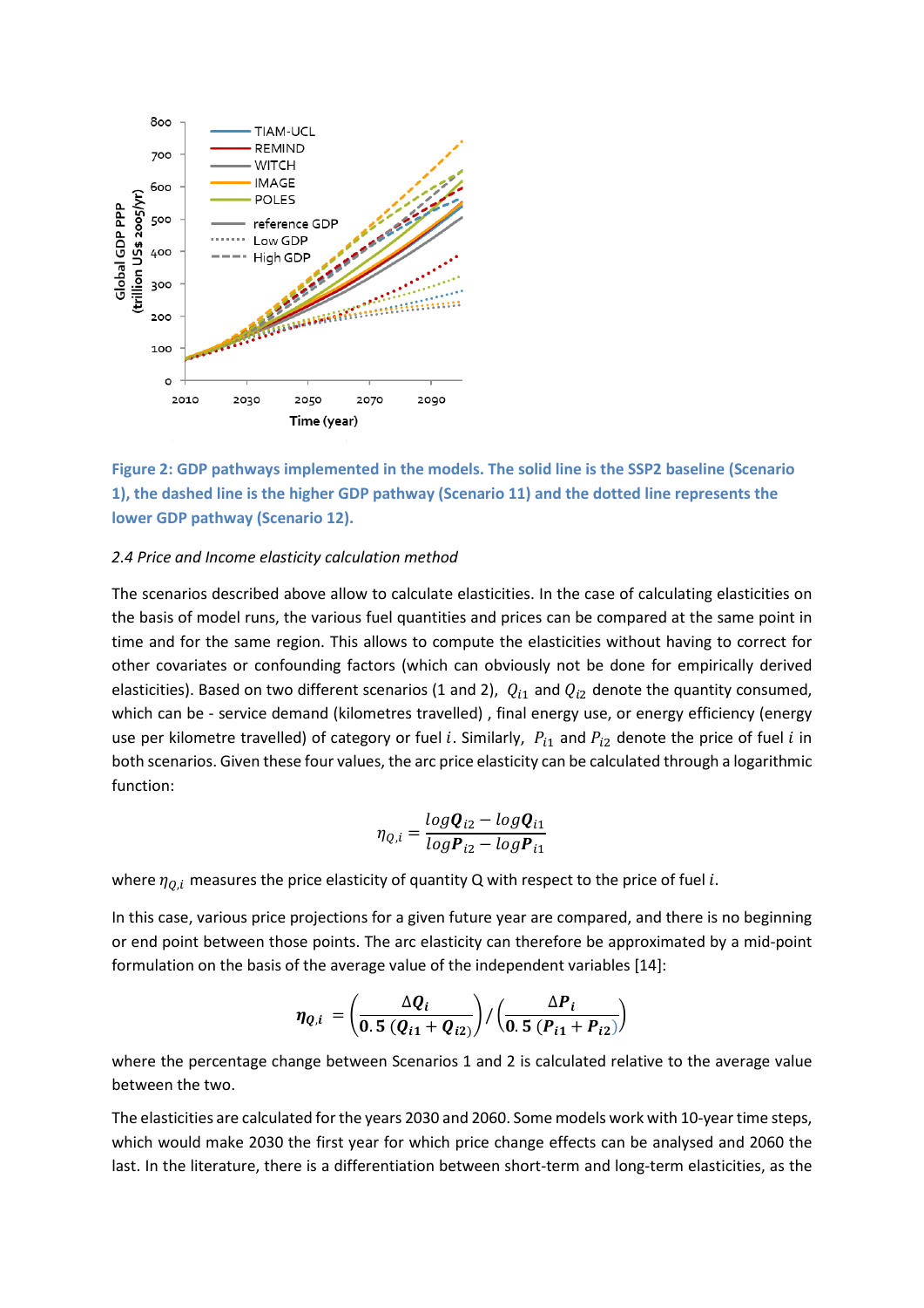Figure 2: GDP pathways implemented in the models. The solid line is the SSP2 baseline (Scenario 1), the dashed line is the higher GDP pathway (Scenario 11) and the dotted line represents the lower GDP pathway (Scenario 12).

*2.4 Price and Income elasticity calculation method*

The scenarios described above allow to calculate elasticities. In the case of calculating elasticities on the basis of model runs, the various fuel quantities and prices can be compared at the same point in time and for the same region. This allows to compute the elasticities without having to correct for other covariates or confounding factors (which can obviously not be done for empirically derived elasticities). Based on two different scenarios (1 and 2), $Q_{i1}$ and $Q_{i2}$ denote the quantity consumed, which can be - service demand (kilometres travelled) , final energy use, or energy efficiency (energy use per kilometre travelled) of category or fuel $i$. Similarly, $P_{i1}$ and $P_{i2}$ denote the price of fuel $i$ in both scenarios. Given these four values, the arc price elasticity can be calculated through a logarithmic function:

$$\eta_{Q,i} = \frac{log\boldsymbol{Q}_{i2} - log\boldsymbol{Q}_{i1}}{log\boldsymbol{P}_{i2} - log\boldsymbol{P}_{i1}}$$

where $\eta_{Q,i}$ measures the price elasticity of quantity Q with respect to the price of fuel $i$.

In this case, various price projections for a given future year are compared, and there is no beginning or end point between those points. The arc elasticity can therefore be approximated by a mid-point formulation on the basis of the average value of the independent variables [14]:

$$\boldsymbol{\eta_{Q,i}} = \left(\frac{\Delta \boldsymbol{Q_i}}{\boldsymbol{0.5}\ (\boldsymbol{Q_{i1}} + \boldsymbol{Q_{i2}})}\right) / \left(\frac{\Delta \boldsymbol{P_i}}{\boldsymbol{0.5}\ (\boldsymbol{P_{i1}} + \boldsymbol{P_{i2}})}\right)$$

where the percentage change between Scenarios 1 and 2 is calculated relative to the average value between the two.

The elasticities are calculated for the years 2030 and 2060. Some models work with 10-year time steps, which would make 2030 the first year for which price change effects can be analysed and 2060 the last. In the literature, there is a differentiation between short-term and long-term elasticities, as the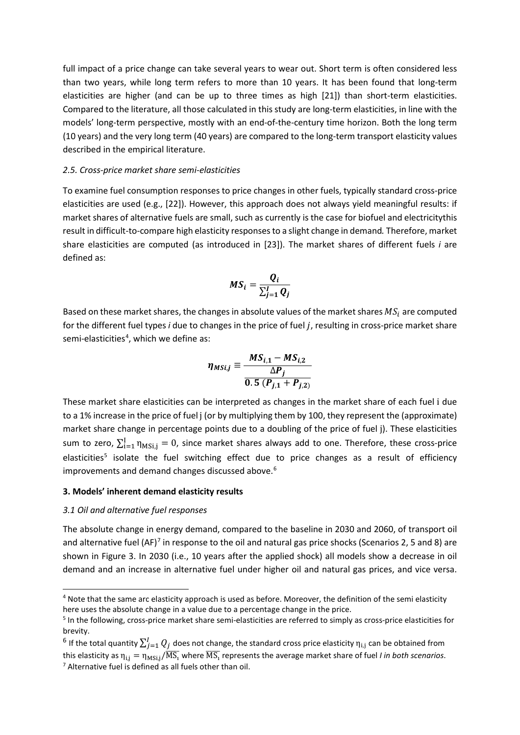full impact of a price change can take several years to wear out. Short term is often considered less than two years, while long term refers to more than 10 years. It has been found that long-term elasticities are higher (and can be up to three times as high [21]) than short-term elasticities. Compared to the literature, all those calculated in this study are long-term elasticities, in line with the models' long-term perspective, mostly with an end-of-the-century time horizon. Both the long term (10 years) and the very long term (40 years) are compared to the long-term transport elasticity values described in the empirical literature.

### *2.5. Cross-price market share semi-elasticities*

To examine fuel consumption responses to price changes in other fuels, typically standard cross-price elasticities are used (e.g., [22]). However, this approach does not always yield meaningful results: if market shares of alternative fuels are small, such as currently is the case for biofuel and electricitythis result in difficult-to-compare high elasticity responses to a slight change in demand. Therefore, market share elasticities are computed (as introduced in [23]). The market shares of different fuels *i* are defined as:

$$MS_i = \frac{Q_i}{\sum_{j=1}^{I} Q_j}$$

Based on these market shares, the changes in absolute values of the market shares $MS_i$ are computed for the different fuel types *i* due to changes in the price of fuel $j$, resulting in cross-price market share semi-elasticities[4], which we define as:

$$\eta_{MSi,j} \equiv \frac{MS_{i,1} - MS_{i,2}}{\frac{\Delta P_j}{0.5\,(P_{j,1} + P_{j,2})}}$$

These market share elasticities can be interpreted as changes in the market share of each fuel i due to a 1% increase in the price of fuel j (or by multiplying them by 100, they represent the (approximate) market share change in percentage points due to a doubling of the price of fuel j). These elasticities sum to zero, $\sum_{i=1}^{I} \eta_{MSi,j} = 0$, since market shares always add to one. Therefore, these cross-price elasticities[5] isolate the fuel switching effect due to price changes as a result of efficiency improvements and demand changes discussed above.[6]

## 3. Models' inherent demand elasticity results

### *3.1 Oil and alternative fuel responses*

The absolute change in energy demand, compared to the baseline in 2030 and 2060, of transport oil and alternative fuel (AF)[7] in response to the oil and natural gas price shocks (Scenarios 2, 5 and 8) are shown in Figure 3. In 2030 (i.e., 10 years after the applied shock) all models show a decrease in oil demand and an increase in alternative fuel under higher oil and natural gas prices, and vice versa.

---

[4] Note that the same arc elasticity approach is used as before. Moreover, the definition of the semi elasticity here uses the absolute change in a value due to a percentage change in the price.

[5] In the following, cross-price market share semi-elasticities are referred to simply as cross-price elasticities for brevity.

[6] If the total quantity $\sum_{j=1}^{I} Q_j$ does not change, the standard cross price elasticity $\eta_{i,j}$ can be obtained from this elasticity as $\eta_{i,j} = \eta_{MSi,j}/\overline{MS_i}$ where $\overline{MS_i}$ represents the average market share of fuel *I in both scenarios*.

[7] Alternative fuel is defined as all fuels other than oil.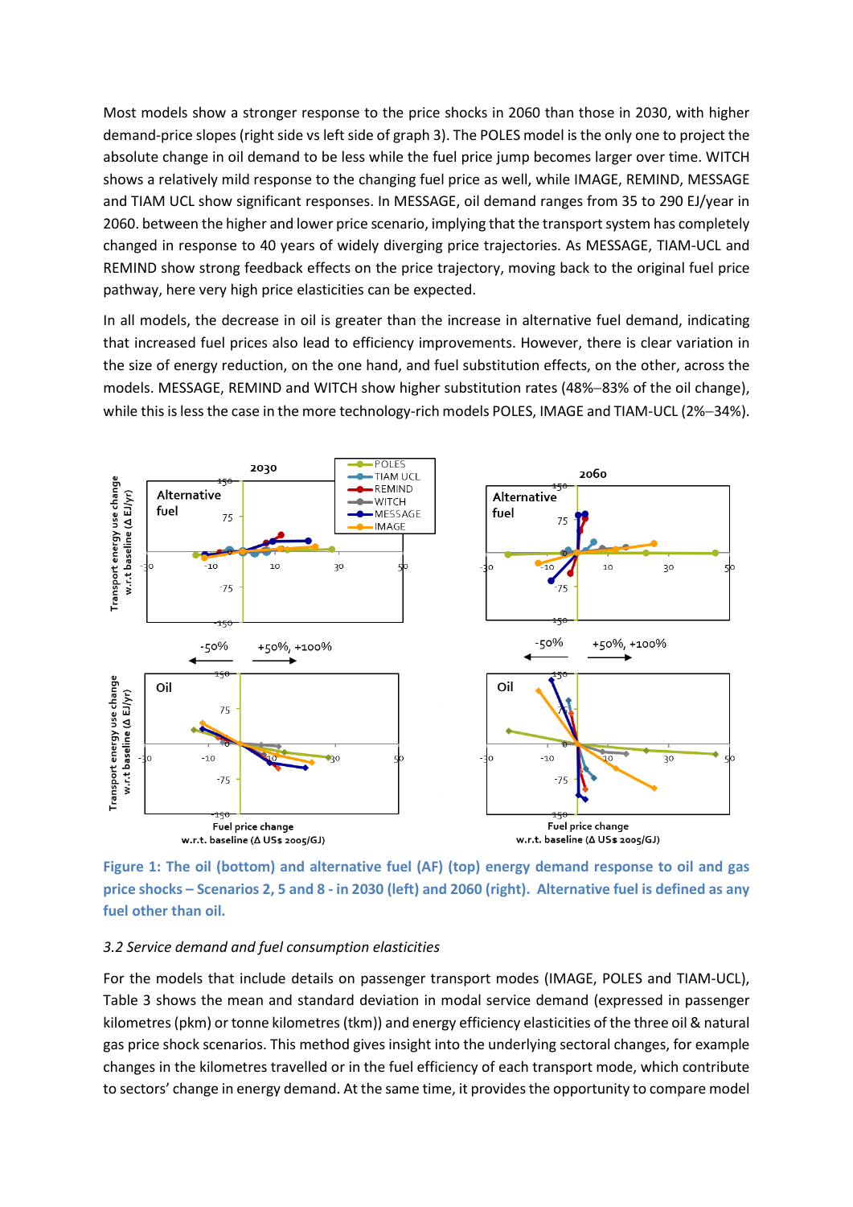Most models show a stronger response to the price shocks in 2060 than those in 2030, with higher demand-price slopes (right side vs left side of graph 3). The POLES model is the only one to project the absolute change in oil demand to be less while the fuel price jump becomes larger over time. WITCH shows a relatively mild response to the changing fuel price as well, while IMAGE, REMIND, MESSAGE and TIAM UCL show significant responses. In MESSAGE, oil demand ranges from 35 to 290 EJ/year in 2060. between the higher and lower price scenario, implying that the transport system has completely changed in response to 40 years of widely diverging price trajectories. As MESSAGE, TIAM-UCL and REMIND show strong feedback effects on the price trajectory, moving back to the original fuel price pathway, here very high price elasticities can be expected.

In all models, the decrease in oil is greater than the increase in alternative fuel demand, indicating that increased fuel prices also lead to efficiency improvements. However, there is clear variation in the size of energy reduction, on the one hand, and fuel substitution effects, on the other, across the models. MESSAGE, REMIND and WITCH show higher substitution rates (48%–83% of the oil change), while this is less the case in the more technology-rich models POLES, IMAGE and TIAM-UCL (2%–34%).

**Figure 1: The oil (bottom) and alternative fuel (AF) (top) energy demand response to oil and gas price shocks – Scenarios 2, 5 and 8 - in 2030 (left) and 2060 (right). Alternative fuel is defined as any fuel other than oil.**

*3.2 Service demand and fuel consumption elasticities*

For the models that include details on passenger transport modes (IMAGE, POLES and TIAM-UCL), Table 3 shows the mean and standard deviation in modal service demand (expressed in passenger kilometres (pkm) or tonne kilometres (tkm)) and energy efficiency elasticities of the three oil & natural gas price shock scenarios. This method gives insight into the underlying sectoral changes, for example changes in the kilometres travelled or in the fuel efficiency of each transport mode, which contribute to sectors' change in energy demand. At the same time, it provides the opportunity to compare model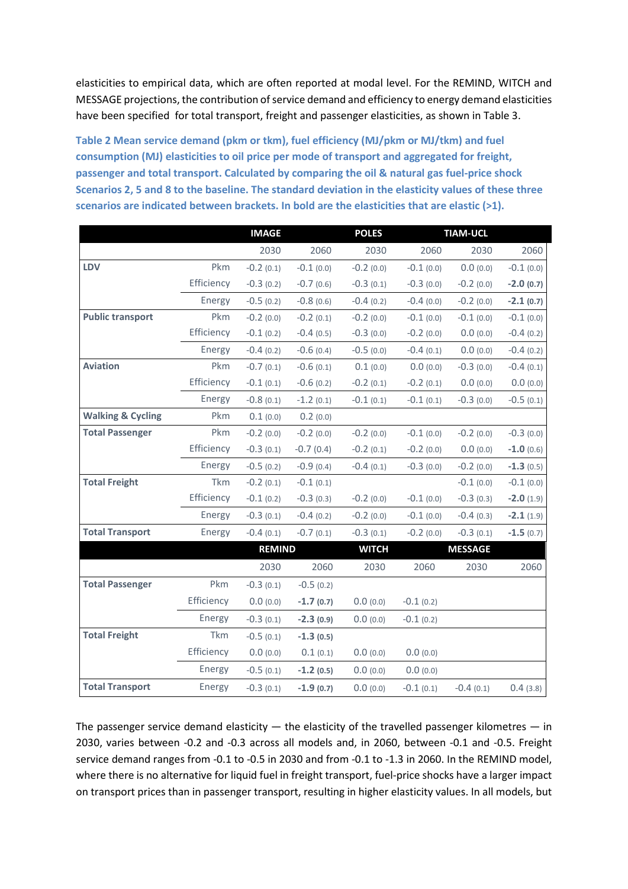elasticities to empirical data, which are often reported at modal level. For the REMIND, WITCH and MESSAGE projections, the contribution of service demand and efficiency to energy demand elasticities have been specified for total transport, freight and passenger elasticities, as shown in Table 3.

**Table 2 Mean service demand (pkm or tkm), fuel efficiency (MJ/pkm or MJ/tkm) and fuel consumption (MJ) elasticities to oil price per mode of transport and aggregated for freight, passenger and total transport. Calculated by comparing the oil & natural gas fuel-price shock Scenarios 2, 5 and 8 to the baseline. The standard deviation in the elasticity values of these three scenarios are indicated between brackets. In bold are the elasticities that are elastic (>1).**

| | | IMAGE | | POLES | | TIAM-UCL | |
|---|---|---|---|---|---|---|---|
| | | 2030 | 2060 | 2030 | 2060 | 2030 | 2060 |
| **LDV** | Pkm | -0.2 (0.1) | -0.1 (0.0) | -0.2 (0.0) | -0.1 (0.0) | 0.0 (0.0) | -0.1 (0.0) |
| | Efficiency | -0.3 (0.2) | -0.7 (0.6) | -0.3 (0.1) | -0.3 (0.0) | -0.2 (0.0) | **-2.0 (0.7)** |
| | Energy | -0.5 (0.2) | -0.8 (0.6) | -0.4 (0.2) | -0.4 (0.0) | -0.2 (0.0) | **-2.1 (0.7)** |
| **Public transport** | Pkm | -0.2 (0.0) | -0.2 (0.1) | -0.2 (0.0) | -0.1 (0.0) | -0.1 (0.0) | -0.1 (0.0) |
| | Efficiency | -0.1 (0.2) | -0.4 (0.5) | -0.3 (0.0) | -0.2 (0.0) | 0.0 (0.0) | -0.4 (0.2) |
| | Energy | -0.4 (0.2) | -0.6 (0.4) | -0.5 (0.0) | -0.4 (0.1) | 0.0 (0.0) | -0.4 (0.2) |
| **Aviation** | Pkm | -0.7 (0.1) | -0.6 (0.1) | 0.1 (0.0) | 0.0 (0.0) | -0.3 (0.0) | -0.4 (0.1) |
| | Efficiency | -0.1 (0.1) | -0.6 (0.2) | -0.2 (0.1) | -0.2 (0.1) | 0.0 (0.0) | 0.0 (0.0) |
| | Energy | -0.8 (0.1) | -1.2 (0.1) | -0.1 (0.1) | -0.1 (0.1) | -0.3 (0.0) | -0.5 (0.1) |
| **Walking & Cycling** | Pkm | 0.1 (0.0) | 0.2 (0.0) | | | | |
| **Total Passenger** | Pkm | -0.2 (0.0) | -0.2 (0.0) | -0.2 (0.0) | -0.1 (0.0) | -0.2 (0.0) | -0.3 (0.0) |
| | Efficiency | -0.3 (0.1) | -0.7 (0.4) | -0.2 (0.1) | -0.2 (0.0) | 0.0 (0.0) | **-1.0** (0.6) |
| | Energy | -0.5 (0.2) | -0.9 (0.4) | -0.4 (0.1) | -0.3 (0.0) | -0.2 (0.0) | **-1.3** (0.5) |
| **Total Freight** | Tkm | -0.2 (0.1) | -0.1 (0.1) | | | -0.1 (0.0) | -0.1 (0.0) |
| | Efficiency | -0.1 (0.2) | -0.3 (0.3) | -0.2 (0.0) | -0.1 (0.0) | -0.3 (0.3) | **-2.0** (1.9) |
| | Energy | -0.3 (0.1) | -0.4 (0.2) | -0.2 (0.0) | -0.1 (0.0) | -0.4 (0.3) | **-2.1** (1.9) |
| **Total Transport** | Energy | -0.4 (0.1) | -0.7 (0.1) | -0.3 (0.1) | -0.2 (0.0) | -0.3 (0.1) | **-1.5** (0.7) |
| | | **REMIND** | | **WITCH** | | **MESSAGE** | |
| | | 2030 | 2060 | 2030 | 2060 | 2030 | 2060 |
| **Total Passenger** | Pkm | -0.3 (0.1) | -0.5 (0.2) | | | | |
| | Efficiency | 0.0 (0.0) | **-1.7 (0.7)** | 0.0 (0.0) | -0.1 (0.2) | | |
| | Energy | -0.3 (0.1) | **-2.3 (0.9)** | 0.0 (0.0) | -0.1 (0.2) | | |
| **Total Freight** | Tkm | -0.5 (0.1) | **-1.3 (0.5)** | | | | |
| | Efficiency | 0.0 (0.0) | 0.1 (0.1) | 0.0 (0.0) | 0.0 (0.0) | | |
| | Energy | -0.5 (0.1) | **-1.2 (0.5)** | 0.0 (0.0) | 0.0 (0.0) | | |
| **Total Transport** | Energy | -0.3 (0.1) | **-1.9 (0.7)** | 0.0 (0.0) | -0.1 (0.1) | -0.4 (0.1) | 0.4 (3.8) |

The passenger service demand elasticity — the elasticity of the travelled passenger kilometres — in 2030, varies between -0.2 and -0.3 across all models and, in 2060, between -0.1 and -0.5. Freight service demand ranges from -0.1 to -0.5 in 2030 and from -0.1 to -1.3 in 2060. In the REMIND model, where there is no alternative for liquid fuel in freight transport, fuel-price shocks have a larger impact on transport prices than in passenger transport, resulting in higher elasticity values. In all models, but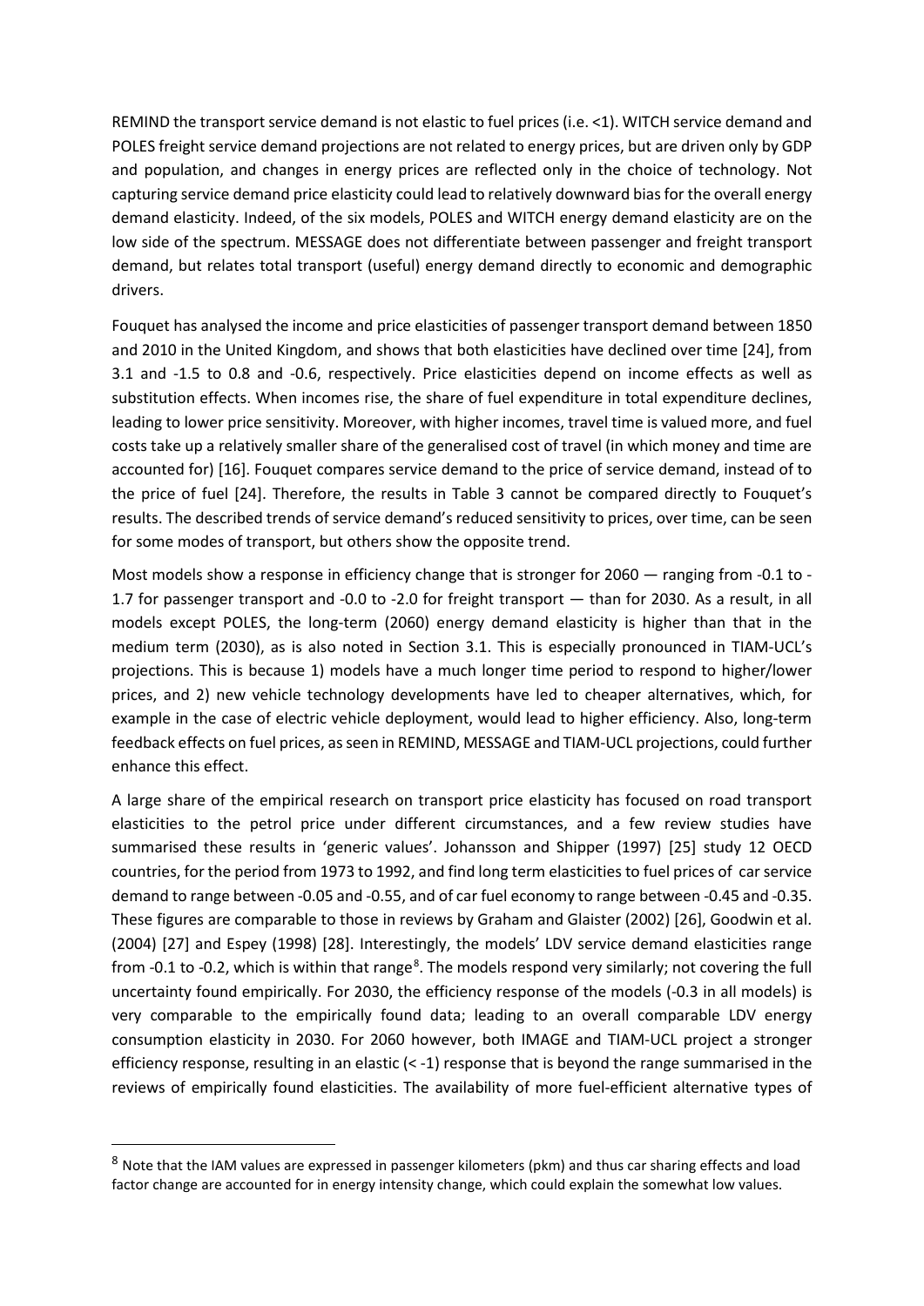REMIND the transport service demand is not elastic to fuel prices (i.e. <1). WITCH service demand and POLES freight service demand projections are not related to energy prices, but are driven only by GDP and population, and changes in energy prices are reflected only in the choice of technology. Not capturing service demand price elasticity could lead to relatively downward bias for the overall energy demand elasticity. Indeed, of the six models, POLES and WITCH energy demand elasticity are on the low side of the spectrum. MESSAGE does not differentiate between passenger and freight transport demand, but relates total transport (useful) energy demand directly to economic and demographic drivers.

Fouquet has analysed the income and price elasticities of passenger transport demand between 1850 and 2010 in the United Kingdom, and shows that both elasticities have declined over time [24], from 3.1 and -1.5 to 0.8 and -0.6, respectively. Price elasticities depend on income effects as well as substitution effects. When incomes rise, the share of fuel expenditure in total expenditure declines, leading to lower price sensitivity. Moreover, with higher incomes, travel time is valued more, and fuel costs take up a relatively smaller share of the generalised cost of travel (in which money and time are accounted for) [16]. Fouquet compares service demand to the price of service demand, instead of to the price of fuel [24]. Therefore, the results in Table 3 cannot be compared directly to Fouquet's results. The described trends of service demand's reduced sensitivity to prices, over time, can be seen for some modes of transport, but others show the opposite trend.

Most models show a response in efficiency change that is stronger for 2060 — ranging from -0.1 to -1.7 for passenger transport and -0.0 to -2.0 for freight transport — than for 2030. As a result, in all models except POLES, the long-term (2060) energy demand elasticity is higher than that in the medium term (2030), as is also noted in Section 3.1. This is especially pronounced in TIAM-UCL's projections. This is because 1) models have a much longer time period to respond to higher/lower prices, and 2) new vehicle technology developments have led to cheaper alternatives, which, for example in the case of electric vehicle deployment, would lead to higher efficiency. Also, long-term feedback effects on fuel prices, as seen in REMIND, MESSAGE and TIAM-UCL projections, could further enhance this effect.

A large share of the empirical research on transport price elasticity has focused on road transport elasticities to the petrol price under different circumstances, and a few review studies have summarised these results in 'generic values'. Johansson and Shipper (1997) [25] study 12 OECD countries, for the period from 1973 to 1992, and find long term elasticities to fuel prices of car service demand to range between -0.05 and -0.55, and of car fuel economy to range between -0.45 and -0.35. These figures are comparable to those in reviews by Graham and Glaister (2002) [26], Goodwin et al. (2004) [27] and Espey (1998) [28]. Interestingly, the models' LDV service demand elasticities range from -0.1 to -0.2, which is within that range[8]. The models respond very similarly; not covering the full uncertainty found empirically. For 2030, the efficiency response of the models (-0.3 in all models) is very comparable to the empirically found data; leading to an overall comparable LDV energy consumption elasticity in 2030. For 2060 however, both IMAGE and TIAM-UCL project a stronger efficiency response, resulting in an elastic (< -1) response that is beyond the range summarised in the reviews of empirically found elasticities. The availability of more fuel-efficient alternative types of

[8] Note that the IAM values are expressed in passenger kilometers (pkm) and thus car sharing effects and load factor change are accounted for in energy intensity change, which could explain the somewhat low values.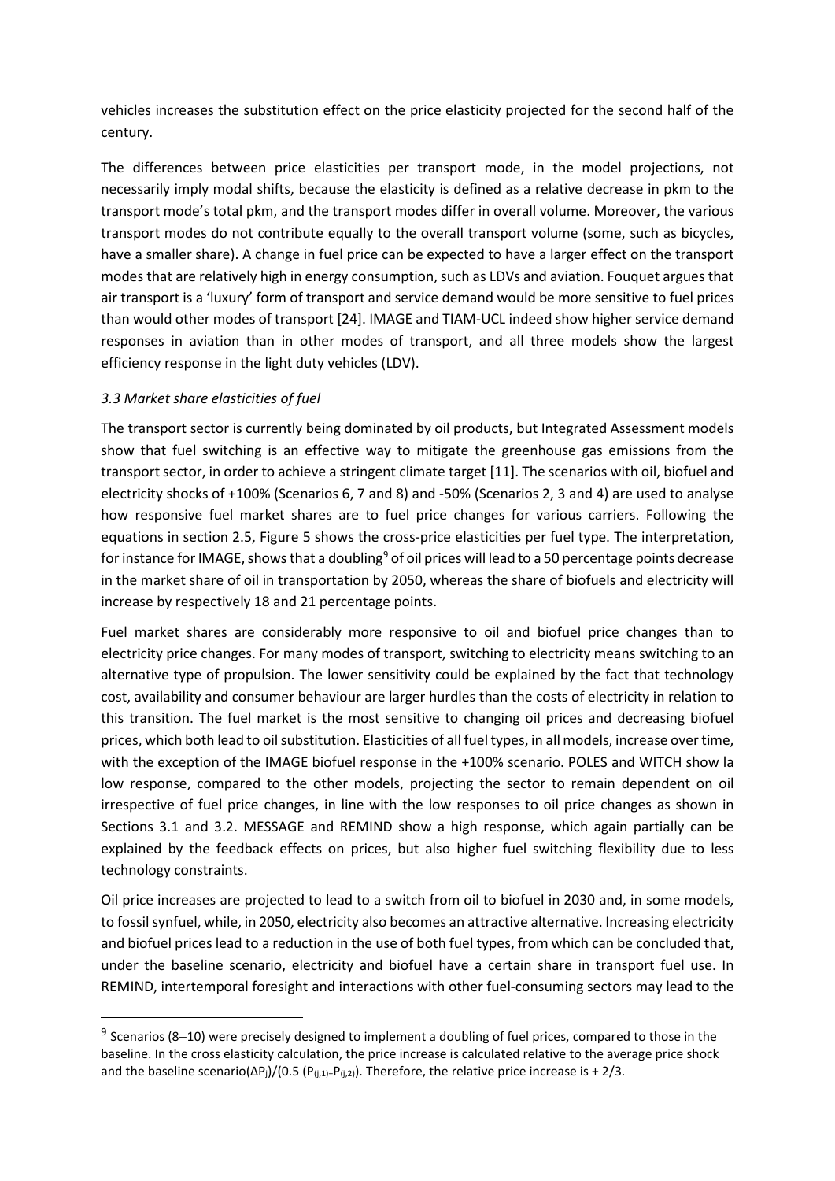vehicles increases the substitution effect on the price elasticity projected for the second half of the century.

The differences between price elasticities per transport mode, in the model projections, not necessarily imply modal shifts, because the elasticity is defined as a relative decrease in pkm to the transport mode's total pkm, and the transport modes differ in overall volume. Moreover, the various transport modes do not contribute equally to the overall transport volume (some, such as bicycles, have a smaller share). A change in fuel price can be expected to have a larger effect on the transport modes that are relatively high in energy consumption, such as LDVs and aviation. Fouquet argues that air transport is a 'luxury' form of transport and service demand would be more sensitive to fuel prices than would other modes of transport [24]. IMAGE and TIAM-UCL indeed show higher service demand responses in aviation than in other modes of transport, and all three models show the largest efficiency response in the light duty vehicles (LDV).

### *3.3 Market share elasticities of fuel*

The transport sector is currently being dominated by oil products, but Integrated Assessment models show that fuel switching is an effective way to mitigate the greenhouse gas emissions from the transport sector, in order to achieve a stringent climate target [11]. The scenarios with oil, biofuel and electricity shocks of +100% (Scenarios 6, 7 and 8) and -50% (Scenarios 2, 3 and 4) are used to analyse how responsive fuel market shares are to fuel price changes for various carriers. Following the equations in section 2.5, Figure 5 shows the cross-price elasticities per fuel type. The interpretation, for instance for IMAGE, shows that a doubling[9] of oil prices will lead to a 50 percentage points decrease in the market share of oil in transportation by 2050, whereas the share of biofuels and electricity will increase by respectively 18 and 21 percentage points.

Fuel market shares are considerably more responsive to oil and biofuel price changes than to electricity price changes. For many modes of transport, switching to electricity means switching to an alternative type of propulsion. The lower sensitivity could be explained by the fact that technology cost, availability and consumer behaviour are larger hurdles than the costs of electricity in relation to this transition. The fuel market is the most sensitive to changing oil prices and decreasing biofuel prices, which both lead to oil substitution. Elasticities of all fuel types, in all models, increase over time, with the exception of the IMAGE biofuel response in the +100% scenario. POLES and WITCH show la low response, compared to the other models, projecting the sector to remain dependent on oil irrespective of fuel price changes, in line with the low responses to oil price changes as shown in Sections 3.1 and 3.2. MESSAGE and REMIND show a high response, which again partially can be explained by the feedback effects on prices, but also higher fuel switching flexibility due to less technology constraints.

Oil price increases are projected to lead to a switch from oil to biofuel in 2030 and, in some models, to fossil synfuel, while, in 2050, electricity also becomes an attractive alternative. Increasing electricity and biofuel prices lead to a reduction in the use of both fuel types, from which can be concluded that, under the baseline scenario, electricity and biofuel have a certain share in transport fuel use. In REMIND, intertemporal foresight and interactions with other fuel-consuming sectors may lead to the

---

[9] Scenarios (8–10) were precisely designed to implement a doubling of fuel prices, compared to those in the baseline. In the cross elasticity calculation, the price increase is calculated relative to the average price shock and the baseline scenario($\Delta P_j$)/(0.5 ($P_{(j,1)}$+$P_{(j,2)}$)). Therefore, the relative price increase is + 2/3.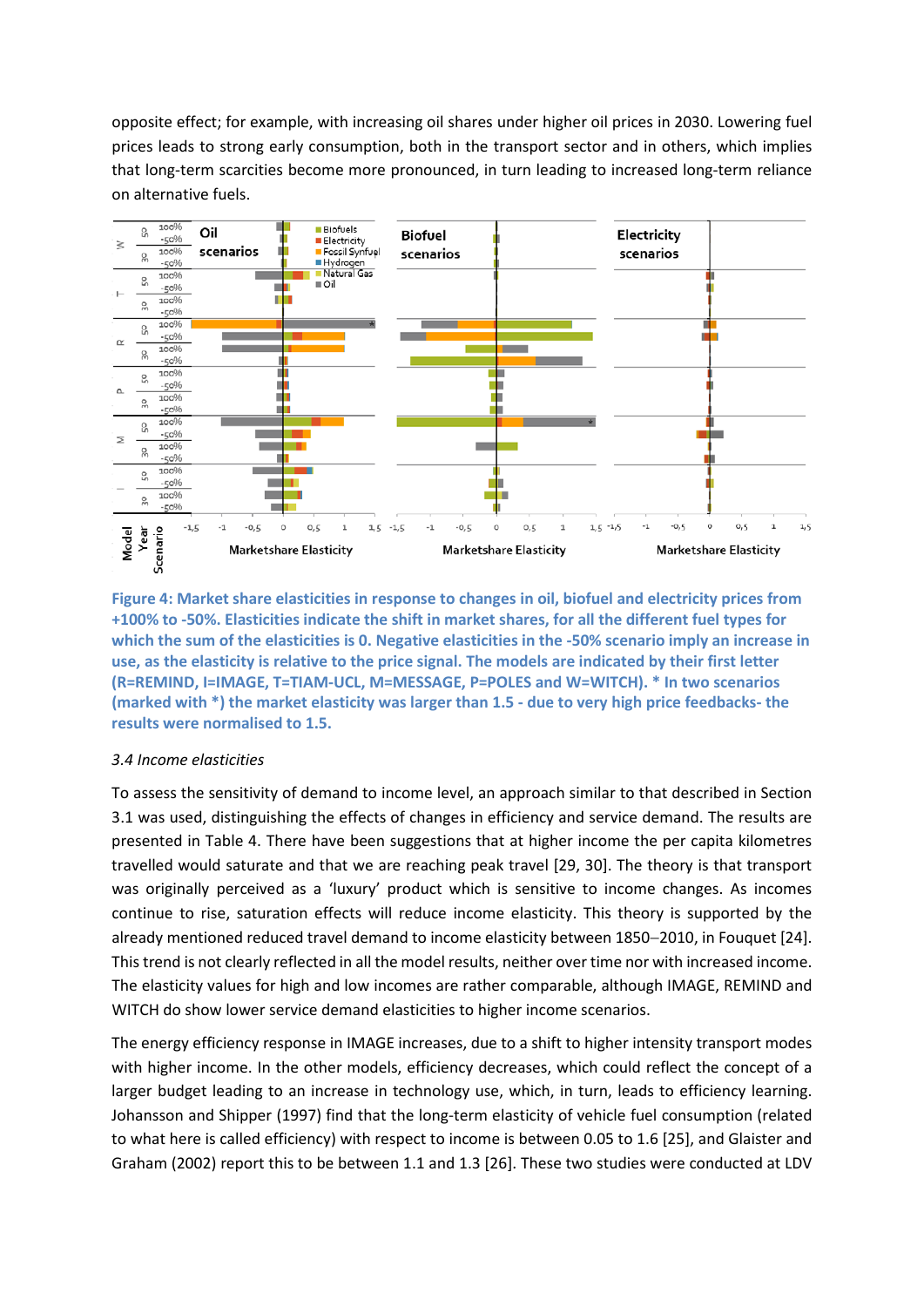opposite effect; for example, with increasing oil shares under higher oil prices in 2030. Lowering fuel prices leads to strong early consumption, both in the transport sector and in others, which implies that long-term scarcities become more pronounced, in turn leading to increased long-term reliance on alternative fuels.

**Figure 4: Market share elasticities in response to changes in oil, biofuel and electricity prices from +100% to -50%. Elasticities indicate the shift in market shares, for all the different fuel types for which the sum of the elasticities is 0. Negative elasticities in the -50% scenario imply an increase in use, as the elasticity is relative to the price signal. The models are indicated by their first letter (R=REMIND, I=IMAGE, T=TIAM-UCL, M=MESSAGE, P=POLES and W=WITCH). * In two scenarios (marked with *) the market elasticity was larger than 1.5 - due to very high price feedbacks- the results were normalised to 1.5.**

### *3.4 Income elasticities*

To assess the sensitivity of demand to income level, an approach similar to that described in Section 3.1 was used, distinguishing the effects of changes in efficiency and service demand. The results are presented in Table 4. There have been suggestions that at higher income the per capita kilometres travelled would saturate and that we are reaching peak travel [29, 30]. The theory is that transport was originally perceived as a 'luxury' product which is sensitive to income changes. As incomes continue to rise, saturation effects will reduce income elasticity. This theory is supported by the already mentioned reduced travel demand to income elasticity between 1850–2010, in Fouquet [24]. This trend is not clearly reflected in all the model results, neither over time nor with increased income. The elasticity values for high and low incomes are rather comparable, although IMAGE, REMIND and WITCH do show lower service demand elasticities to higher income scenarios.

The energy efficiency response in IMAGE increases, due to a shift to higher intensity transport modes with higher income. In the other models, efficiency decreases, which could reflect the concept of a larger budget leading to an increase in technology use, which, in turn, leads to efficiency learning. Johansson and Shipper (1997) find that the long-term elasticity of vehicle fuel consumption (related to what here is called efficiency) with respect to income is between 0.05 to 1.6 [25], and Glaister and Graham (2002) report this to be between 1.1 and 1.3 [26]. These two studies were conducted at LDV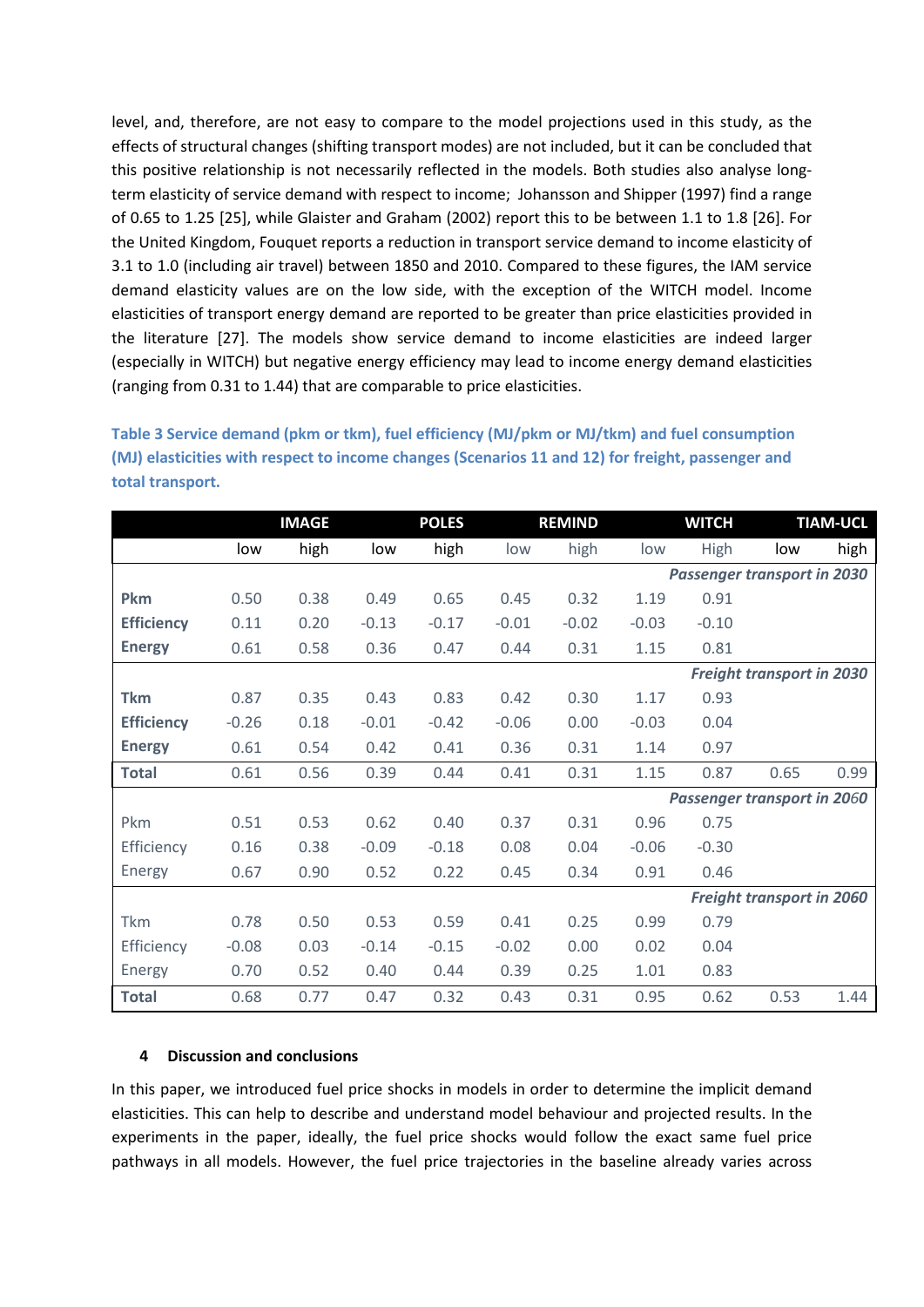level, and, therefore, are not easy to compare to the model projections used in this study, as the effects of structural changes (shifting transport modes) are not included, but it can be concluded that this positive relationship is not necessarily reflected in the models. Both studies also analyse long-term elasticity of service demand with respect to income; Johansson and Shipper (1997) find a range of 0.65 to 1.25 [25], while Glaister and Graham (2002) report this to be between 1.1 to 1.8 [26]. For the United Kingdom, Fouquet reports a reduction in transport service demand to income elasticity of 3.1 to 1.0 (including air travel) between 1850 and 2010. Compared to these figures, the IAM service demand elasticity values are on the low side, with the exception of the WITCH model. Income elasticities of transport energy demand are reported to be greater than price elasticities provided in the literature [27]. The models show service demand to income elasticities are indeed larger (especially in WITCH) but negative energy efficiency may lead to income energy demand elasticities (ranging from 0.31 to 1.44) that are comparable to price elasticities.

**Table 3 Service demand (pkm or tkm), fuel efficiency (MJ/pkm or MJ/tkm) and fuel consumption (MJ) elasticities with respect to income changes (Scenarios 11 and 12) for freight, passenger and total transport.**

| | IMAGE | | POLES | | REMIND | | WITCH | | TIAM-UCL | |
|---|---|---|---|---|---|---|---|---|---|---|
| | low | high | low | high | low | high | low | High | low | high |
| | | | | | | | | *Passenger transport in 2030* | | |
| **Pkm** | 0.50 | 0.38 | 0.49 | 0.65 | 0.45 | 0.32 | 1.19 | 0.91 | | |
| **Efficiency** | 0.11 | 0.20 | -0.13 | -0.17 | -0.01 | -0.02 | -0.03 | -0.10 | | |
| **Energy** | 0.61 | 0.58 | 0.36 | 0.47 | 0.44 | 0.31 | 1.15 | 0.81 | | |
| | | | | | | | | *Freight transport in 2030* | | |
| **Tkm** | 0.87 | 0.35 | 0.43 | 0.83 | 0.42 | 0.30 | 1.17 | 0.93 | | |
| **Efficiency** | -0.26 | 0.18 | -0.01 | -0.42 | -0.06 | 0.00 | -0.03 | 0.04 | | |
| **Energy** | 0.61 | 0.54 | 0.42 | 0.41 | 0.36 | 0.31 | 1.14 | 0.97 | | |
| **Total** | 0.61 | 0.56 | 0.39 | 0.44 | 0.41 | 0.31 | 1.15 | 0.87 | 0.65 | 0.99 |
| | | | | | | | | *Passenger transport in 2060* | | |
| Pkm | 0.51 | 0.53 | 0.62 | 0.40 | 0.37 | 0.31 | 0.96 | 0.75 | | |
| Efficiency | 0.16 | 0.38 | -0.09 | -0.18 | 0.08 | 0.04 | -0.06 | -0.30 | | |
| Energy | 0.67 | 0.90 | 0.52 | 0.22 | 0.45 | 0.34 | 0.91 | 0.46 | | |
| | | | | | | | | *Freight transport in 2060* | | |
| Tkm | 0.78 | 0.50 | 0.53 | 0.59 | 0.41 | 0.25 | 0.99 | 0.79 | | |
| Efficiency | -0.08 | 0.03 | -0.14 | -0.15 | -0.02 | 0.00 | 0.02 | 0.04 | | |
| Energy | 0.70 | 0.52 | 0.40 | 0.44 | 0.39 | 0.25 | 1.01 | 0.83 | | |
| **Total** | 0.68 | 0.77 | 0.47 | 0.32 | 0.43 | 0.31 | 0.95 | 0.62 | 0.53 | 1.44 |

## 4 Discussion and conclusions

In this paper, we introduced fuel price shocks in models in order to determine the implicit demand elasticities. This can help to describe and understand model behaviour and projected results. In the experiments in the paper, ideally, the fuel price shocks would follow the exact same fuel price pathways in all models. However, the fuel price trajectories in the baseline already varies across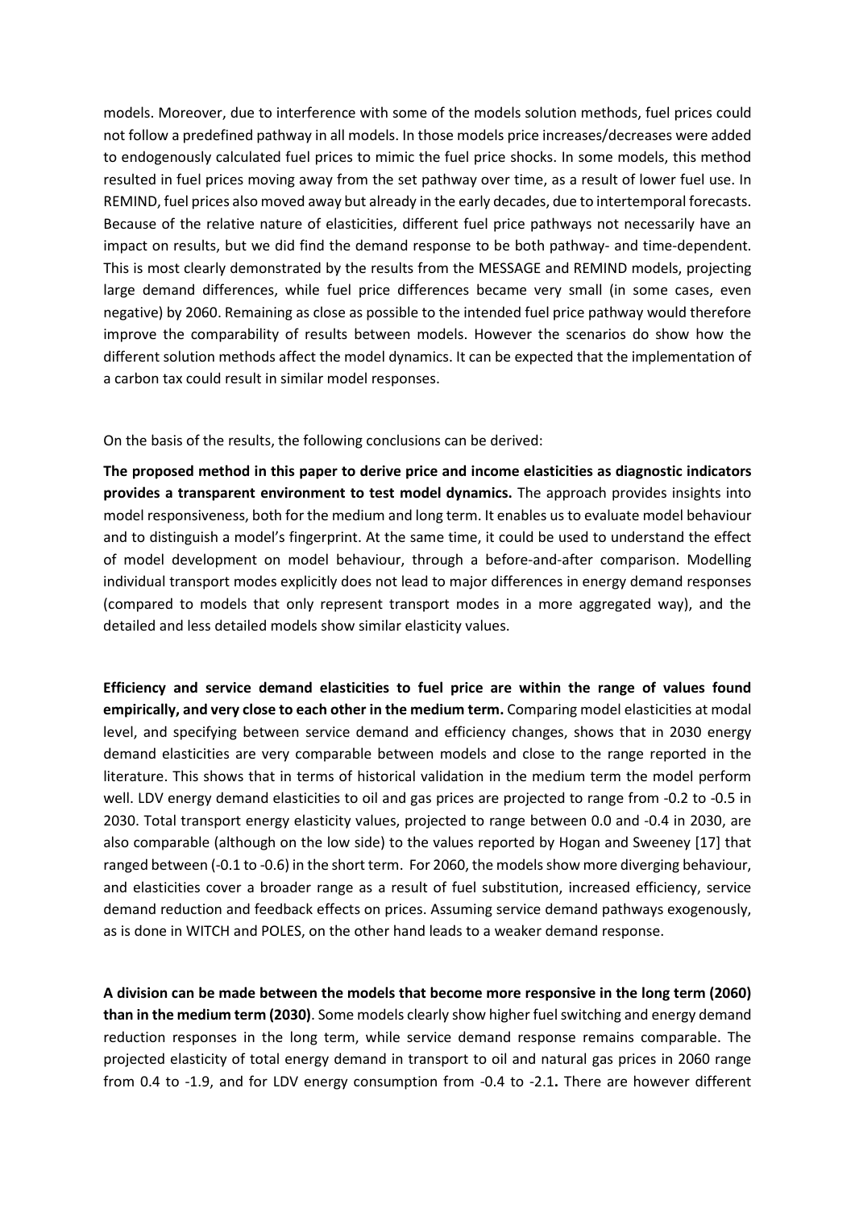models. Moreover, due to interference with some of the models solution methods, fuel prices could not follow a predefined pathway in all models. In those models price increases/decreases were added to endogenously calculated fuel prices to mimic the fuel price shocks. In some models, this method resulted in fuel prices moving away from the set pathway over time, as a result of lower fuel use. In REMIND, fuel prices also moved away but already in the early decades, due to intertemporal forecasts. Because of the relative nature of elasticities, different fuel price pathways not necessarily have an impact on results, but we did find the demand response to be both pathway- and time-dependent. This is most clearly demonstrated by the results from the MESSAGE and REMIND models, projecting large demand differences, while fuel price differences became very small (in some cases, even negative) by 2060. Remaining as close as possible to the intended fuel price pathway would therefore improve the comparability of results between models. However the scenarios do show how the different solution methods affect the model dynamics. It can be expected that the implementation of a carbon tax could result in similar model responses.

On the basis of the results, the following conclusions can be derived:

**The proposed method in this paper to derive price and income elasticities as diagnostic indicators provides a transparent environment to test model dynamics.** The approach provides insights into model responsiveness, both for the medium and long term. It enables us to evaluate model behaviour and to distinguish a model's fingerprint. At the same time, it could be used to understand the effect of model development on model behaviour, through a before-and-after comparison. Modelling individual transport modes explicitly does not lead to major differences in energy demand responses (compared to models that only represent transport modes in a more aggregated way), and the detailed and less detailed models show similar elasticity values.

**Efficiency and service demand elasticities to fuel price are within the range of values found empirically, and very close to each other in the medium term.** Comparing model elasticities at modal level, and specifying between service demand and efficiency changes, shows that in 2030 energy demand elasticities are very comparable between models and close to the range reported in the literature. This shows that in terms of historical validation in the medium term the model perform well. LDV energy demand elasticities to oil and gas prices are projected to range from -0.2 to -0.5 in 2030. Total transport energy elasticity values, projected to range between 0.0 and -0.4 in 2030, are also comparable (although on the low side) to the values reported by Hogan and Sweeney [17] that ranged between (-0.1 to -0.6) in the short term. For 2060, the models show more diverging behaviour, and elasticities cover a broader range as a result of fuel substitution, increased efficiency, service demand reduction and feedback effects on prices. Assuming service demand pathways exogenously, as is done in WITCH and POLES, on the other hand leads to a weaker demand response.

**A division can be made between the models that become more responsive in the long term (2060) than in the medium term (2030)**. Some models clearly show higher fuel switching and energy demand reduction responses in the long term, while service demand response remains comparable. The projected elasticity of total energy demand in transport to oil and natural gas prices in 2060 range from 0.4 to -1.9, and for LDV energy consumption from -0.4 to -2.1**.** There are however different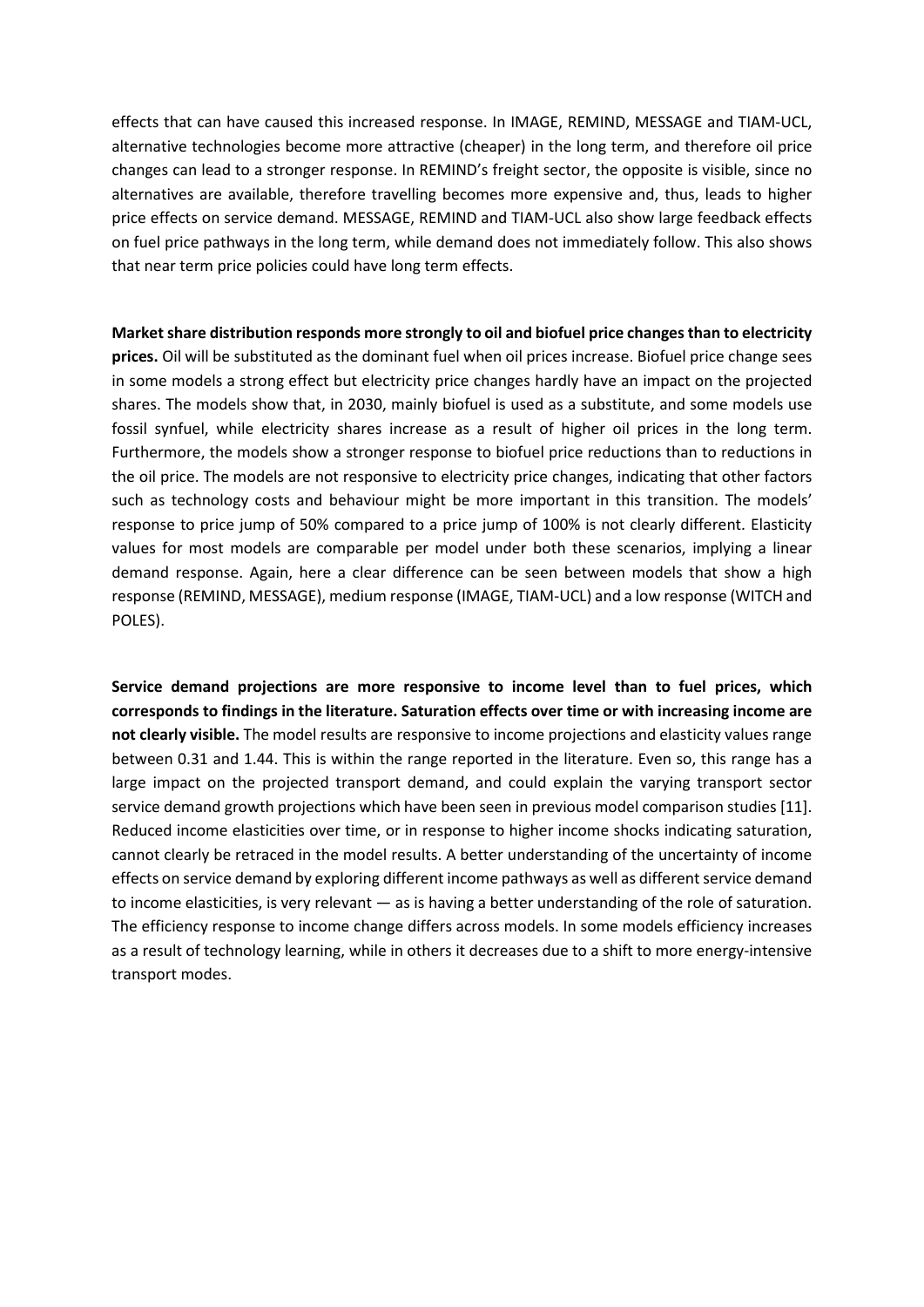effects that can have caused this increased response. In IMAGE, REMIND, MESSAGE and TIAM-UCL, alternative technologies become more attractive (cheaper) in the long term, and therefore oil price changes can lead to a stronger response. In REMIND's freight sector, the opposite is visible, since no alternatives are available, therefore travelling becomes more expensive and, thus, leads to higher price effects on service demand. MESSAGE, REMIND and TIAM-UCL also show large feedback effects on fuel price pathways in the long term, while demand does not immediately follow. This also shows that near term price policies could have long term effects.

**Market share distribution responds more strongly to oil and biofuel price changes than to electricity prices.** Oil will be substituted as the dominant fuel when oil prices increase. Biofuel price change sees in some models a strong effect but electricity price changes hardly have an impact on the projected shares. The models show that, in 2030, mainly biofuel is used as a substitute, and some models use fossil synfuel, while electricity shares increase as a result of higher oil prices in the long term. Furthermore, the models show a stronger response to biofuel price reductions than to reductions in the oil price. The models are not responsive to electricity price changes, indicating that other factors such as technology costs and behaviour might be more important in this transition. The models' response to price jump of 50% compared to a price jump of 100% is not clearly different. Elasticity values for most models are comparable per model under both these scenarios, implying a linear demand response. Again, here a clear difference can be seen between models that show a high response (REMIND, MESSAGE), medium response (IMAGE, TIAM-UCL) and a low response (WITCH and POLES).

**Service demand projections are more responsive to income level than to fuel prices, which corresponds to findings in the literature. Saturation effects over time or with increasing income are not clearly visible.** The model results are responsive to income projections and elasticity values range between 0.31 and 1.44. This is within the range reported in the literature. Even so, this range has a large impact on the projected transport demand, and could explain the varying transport sector service demand growth projections which have been seen in previous model comparison studies [11]. Reduced income elasticities over time, or in response to higher income shocks indicating saturation, cannot clearly be retraced in the model results. A better understanding of the uncertainty of income effects on service demand by exploring different income pathways as well as different service demand to income elasticities, is very relevant — as is having a better understanding of the role of saturation. The efficiency response to income change differs across models. In some models efficiency increases as a result of technology learning, while in others it decreases due to a shift to more energy-intensive transport modes.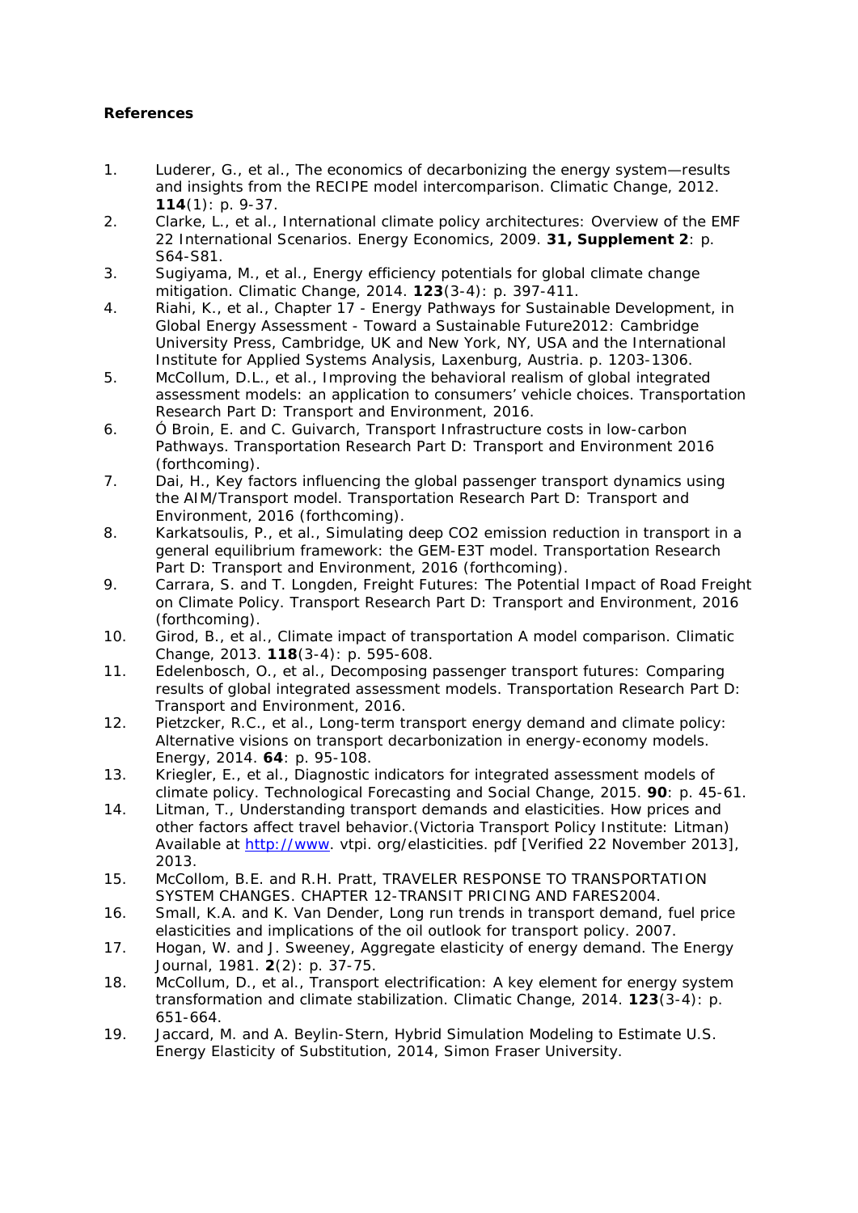**References**

1. Luderer, G., et al., The economics of decarbonizing the energy system—results and insights from the RECIPE model intercomparison. Climatic Change, 2012. **114**(1): p. 9-37.
2. Clarke, L., et al., International climate policy architectures: Overview of the EMF 22 International Scenarios. Energy Economics, 2009. **31, Supplement 2**: p. S64-S81.
3. Sugiyama, M., et al., Energy efficiency potentials for global climate change mitigation. Climatic Change, 2014. **123**(3-4): p. 397-411.
4. Riahi, K., et al., Chapter 17 - Energy Pathways for Sustainable Development, in Global Energy Assessment - Toward a Sustainable Future2012: Cambridge University Press, Cambridge, UK and New York, NY, USA and the International Institute for Applied Systems Analysis, Laxenburg, Austria. p. 1203-1306.
5. McCollum, D.L., et al., Improving the behavioral realism of global integrated assessment models: an application to consumers' vehicle choices. Transportation Research Part D: Transport and Environment, 2016.
6. Ó Broin, E. and C. Guivarch, Transport Infrastructure costs in low-carbon Pathways. Transportation Research Part D: Transport and Environment 2016 (forthcoming).
7. Dai, H., Key factors influencing the global passenger transport dynamics using the AIM/Transport model. Transportation Research Part D: Transport and Environment, 2016 (forthcoming).
8. Karkatsoulis, P., et al., Simulating deep CO2 emission reduction in transport in a general equilibrium framework: the GEM-E3T model. Transportation Research Part D: Transport and Environment, 2016 (forthcoming).
9. Carrara, S. and T. Longden, Freight Futures: The Potential Impact of Road Freight on Climate Policy. Transport Research Part D: Transport and Environment, 2016 (forthcoming).
10. Girod, B., et al., Climate impact of transportation A model comparison. Climatic Change, 2013. **118**(3-4): p. 595-608.
11. Edelenbosch, O., et al., Decomposing passenger transport futures: Comparing results of global integrated assessment models. Transportation Research Part D: Transport and Environment, 2016.
12. Pietzcker, R.C., et al., Long-term transport energy demand and climate policy: Alternative visions on transport decarbonization in energy-economy models. Energy, 2014. **64**: p. 95-108.
13. Kriegler, E., et al., Diagnostic indicators for integrated assessment models of climate policy. Technological Forecasting and Social Change, 2015. **90**: p. 45-61.
14. Litman, T., Understanding transport demands and elasticities. How prices and other factors affect travel behavior.(Victoria Transport Policy Institute: Litman) Available at http://www. vtpi. org/elasticities. pdf [Verified 22 November 2013], 2013.
15. McCollom, B.E. and R.H. Pratt, TRAVELER RESPONSE TO TRANSPORTATION SYSTEM CHANGES. CHAPTER 12-TRANSIT PRICING AND FARES2004.
16. Small, K.A. and K. Van Dender, Long run trends in transport demand, fuel price elasticities and implications of the oil outlook for transport policy. 2007.
17. Hogan, W. and J. Sweeney, Aggregate elasticity of energy demand. The Energy Journal, 1981. **2**(2): p. 37-75.
18. McCollum, D., et al., Transport electrification: A key element for energy system transformation and climate stabilization. Climatic Change, 2014. **123**(3-4): p. 651-664.
19. Jaccard, M. and A. Beylin-Stern, Hybrid Simulation Modeling to Estimate U.S. Energy Elasticity of Substitution, 2014, Simon Fraser University.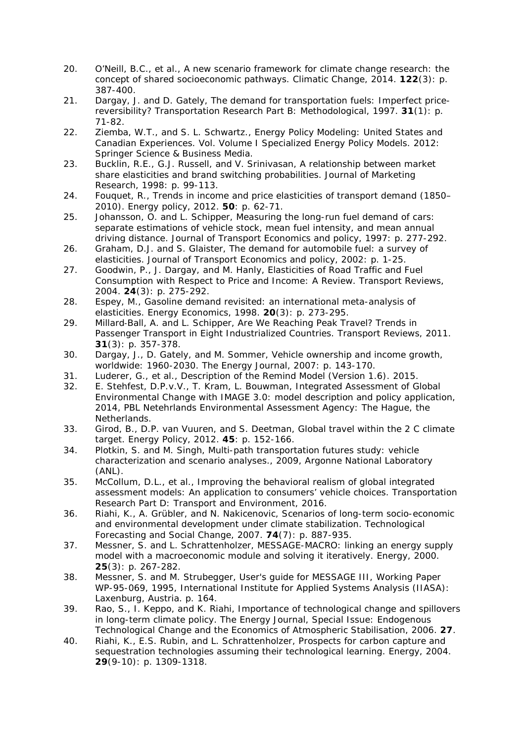20. O'Neill, B.C., et al., A new scenario framework for climate change research: the concept of shared socioeconomic pathways. Climatic Change, 2014. **122**(3): p. 387-400.
21. Dargay, J. and D. Gately, The demand for transportation fuels: Imperfect price-reversibility? Transportation Research Part B: Methodological, 1997. **31**(1): p. 71-82.
22. Ziemba, W.T., and S. L. Schwartz., Energy Policy Modeling: United States and Canadian Experiences. Vol. Volume I Specialized Energy Policy Models. 2012: Springer Science & Business Media.
23. Bucklin, R.E., G.J. Russell, and V. Srinivasan, A relationship between market share elasticities and brand switching probabilities. Journal of Marketing Research, 1998: p. 99-113.
24. Fouquet, R., Trends in income and price elasticities of transport demand (1850–2010). Energy policy, 2012. **50**: p. 62-71.
25. Johansson, O. and L. Schipper, Measuring the long-run fuel demand of cars: separate estimations of vehicle stock, mean fuel intensity, and mean annual driving distance. Journal of Transport Economics and policy, 1997: p. 277-292.
26. Graham, D.J. and S. Glaister, The demand for automobile fuel: a survey of elasticities. Journal of Transport Economics and policy, 2002: p. 1-25.
27. Goodwin, P., J. Dargay, and M. Hanly, Elasticities of Road Traffic and Fuel Consumption with Respect to Price and Income: A Review. Transport Reviews, 2004. **24**(3): p. 275-292.
28. Espey, M., Gasoline demand revisited: an international meta-analysis of elasticities. Energy Economics, 1998. **20**(3): p. 273-295.
29. Millard-Ball, A. and L. Schipper, Are We Reaching Peak Travel? Trends in Passenger Transport in Eight Industrialized Countries. Transport Reviews, 2011. **31**(3): p. 357-378.
30. Dargay, J., D. Gately, and M. Sommer, Vehicle ownership and income growth, worldwide: 1960-2030. The Energy Journal, 2007: p. 143-170.
31. Luderer, G., et al., Description of the Remind Model (Version 1.6). 2015.
32. E. Stehfest, D.P.v.V., T. Kram, L. Bouwman, Integrated Assessment of Global Environmental Change with IMAGE 3.0: model description and policy application, 2014, PBL Netehrlands Environmental Assessment Agency: The Hague, the Netherlands.
33. Girod, B., D.P. van Vuuren, and S. Deetman, Global travel within the 2 C climate target. Energy Policy, 2012. **45**: p. 152-166.
34. Plotkin, S. and M. Singh, Multi-path transportation futures study: vehicle characterization and scenario analyses., 2009, Argonne National Laboratory (ANL).
35. McCollum, D.L., et al., Improving the behavioral realism of global integrated assessment models: An application to consumers' vehicle choices. Transportation Research Part D: Transport and Environment, 2016.
36. Riahi, K., A. Grübler, and N. Nakicenovic, Scenarios of long-term socio-economic and environmental development under climate stabilization. Technological Forecasting and Social Change, 2007. **74**(7): p. 887-935.
37. Messner, S. and L. Schrattenholzer, MESSAGE-MACRO: linking an energy supply model with a macroeconomic module and solving it iteratively. Energy, 2000. **25**(3): p. 267-282.
38. Messner, S. and M. Strubegger, User's guide for MESSAGE III, Working Paper WP-95-069, 1995, International Institute for Applied Systems Analysis (IIASA): Laxenburg, Austria. p. 164.
39. Rao, S., I. Keppo, and K. Riahi, Importance of technological change and spillovers in long-term climate policy. The Energy Journal, Special Issue: Endogenous Technological Change and the Economics of Atmospheric Stabilisation, 2006. **27**.
40. Riahi, K., E.S. Rubin, and L. Schrattenholzer, Prospects for carbon capture and sequestration technologies assuming their technological learning. Energy, 2004. **29**(9-10): p. 1309-1318.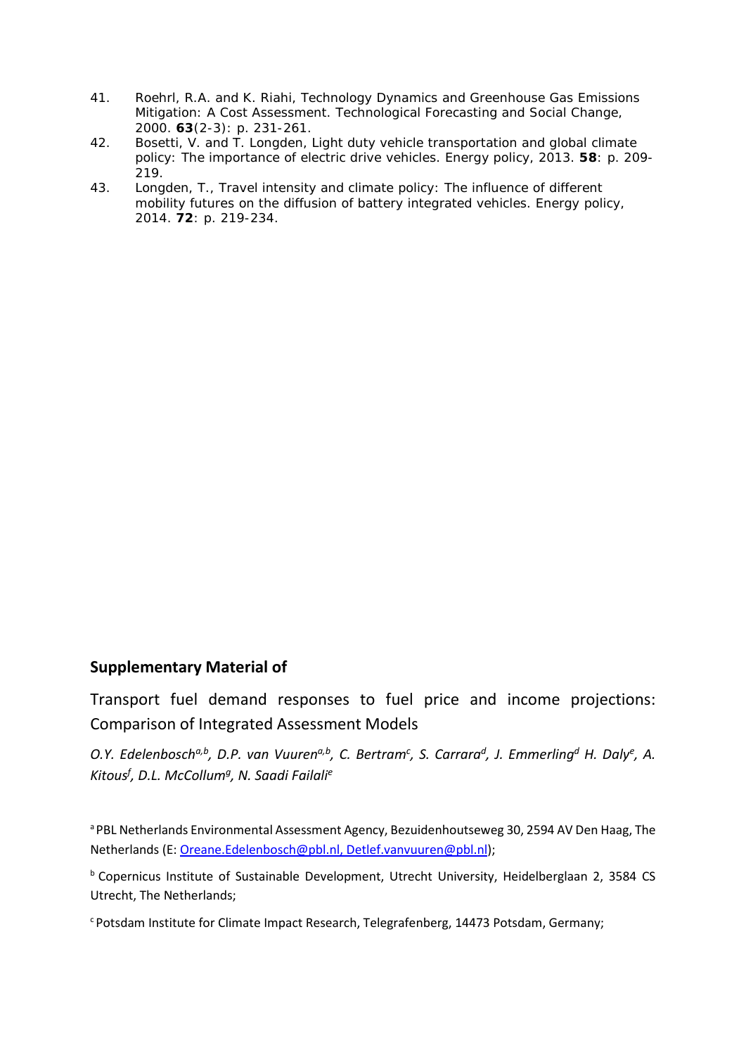41. Roehrl, R.A. and K. Riahi, Technology Dynamics and Greenhouse Gas Emissions Mitigation: A Cost Assessment. Technological Forecasting and Social Change, 2000. **63**(2-3): p. 231-261.
42. Bosetti, V. and T. Longden, Light duty vehicle transportation and global climate policy: The importance of electric drive vehicles. Energy policy, 2013. **58**: p. 209-219.
43. Longden, T., Travel intensity and climate policy: The influence of different mobility futures on the diffusion of battery integrated vehicles. Energy policy, 2014. **72**: p. 219-234.

## Supplementary Material of

Transport fuel demand responses to fuel price and income projections: Comparison of Integrated Assessment Models

*O.Y. Edelenbosch[a,b], D.P. van Vuuren[a,b], C. Bertram[c], S. Carrara[d], J. Emmerling[d] H. Daly[e], A. Kitous[f], D.L. McCollum[g], N. Saadi Failali[e]*

[a] PBL Netherlands Environmental Assessment Agency, Bezuidenhoutseweg 30, 2594 AV Den Haag, The Netherlands (E: Oreane.Edelenbosch@pbl.nl, Detlef.vanvuuren@pbl.nl);

[b] Copernicus Institute of Sustainable Development, Utrecht University, Heidelberglaan 2, 3584 CS Utrecht, The Netherlands;

[c] Potsdam Institute for Climate Impact Research, Telegrafenberg, 14473 Potsdam, Germany;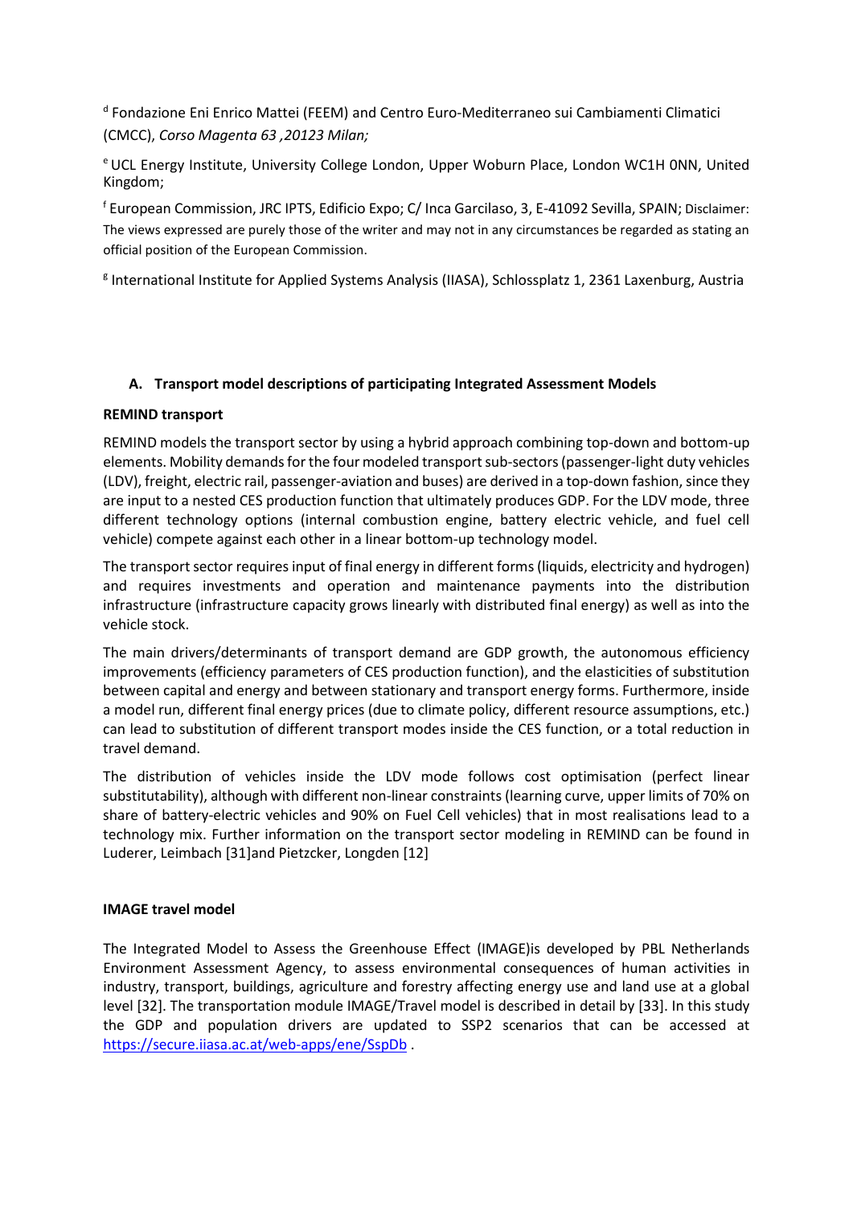[d] Fondazione Eni Enrico Mattei (FEEM) and Centro Euro-Mediterraneo sui Cambiamenti Climatici (CMCC), *Corso Magenta 63 ,20123 Milan;*

[e] UCL Energy Institute, University College London, Upper Woburn Place, London WC1H 0NN, United Kingdom;

[f] European Commission, JRC IPTS, Edificio Expo; C/ Inca Garcilaso, 3, E-41092 Sevilla, SPAIN; Disclaimer: The views expressed are purely those of the writer and may not in any circumstances be regarded as stating an official position of the European Commission.

[g] International Institute for Applied Systems Analysis (IIASA), Schlossplatz 1, 2361 Laxenburg, Austria

## A. Transport model descriptions of participating Integrated Assessment Models

**REMIND transport**

REMIND models the transport sector by using a hybrid approach combining top-down and bottom-up elements. Mobility demands for the four modeled transport sub-sectors (passenger-light duty vehicles (LDV), freight, electric rail, passenger-aviation and buses) are derived in a top-down fashion, since they are input to a nested CES production function that ultimately produces GDP. For the LDV mode, three different technology options (internal combustion engine, battery electric vehicle, and fuel cell vehicle) compete against each other in a linear bottom-up technology model.

The transport sector requires input of final energy in different forms (liquids, electricity and hydrogen) and requires investments and operation and maintenance payments into the distribution infrastructure (infrastructure capacity grows linearly with distributed final energy) as well as into the vehicle stock.

The main drivers/determinants of transport demand are GDP growth, the autonomous efficiency improvements (efficiency parameters of CES production function), and the elasticities of substitution between capital and energy and between stationary and transport energy forms. Furthermore, inside a model run, different final energy prices (due to climate policy, different resource assumptions, etc.) can lead to substitution of different transport modes inside the CES function, or a total reduction in travel demand.

The distribution of vehicles inside the LDV mode follows cost optimisation (perfect linear substitutability), although with different non-linear constraints (learning curve, upper limits of 70% on share of battery-electric vehicles and 90% on Fuel Cell vehicles) that in most realisations lead to a technology mix. Further information on the transport sector modeling in REMIND can be found in Luderer, Leimbach [31]and Pietzcker, Longden [12]

**IMAGE travel model**

The Integrated Model to Assess the Greenhouse Effect (IMAGE)is developed by PBL Netherlands Environment Assessment Agency, to assess environmental consequences of human activities in industry, transport, buildings, agriculture and forestry affecting energy use and land use at a global level [32]. The transportation module IMAGE/Travel model is described in detail by [33]. In this study the GDP and population drivers are updated to SSP2 scenarios that can be accessed at https://secure.iiasa.ac.at/web-apps/ene/SspDb .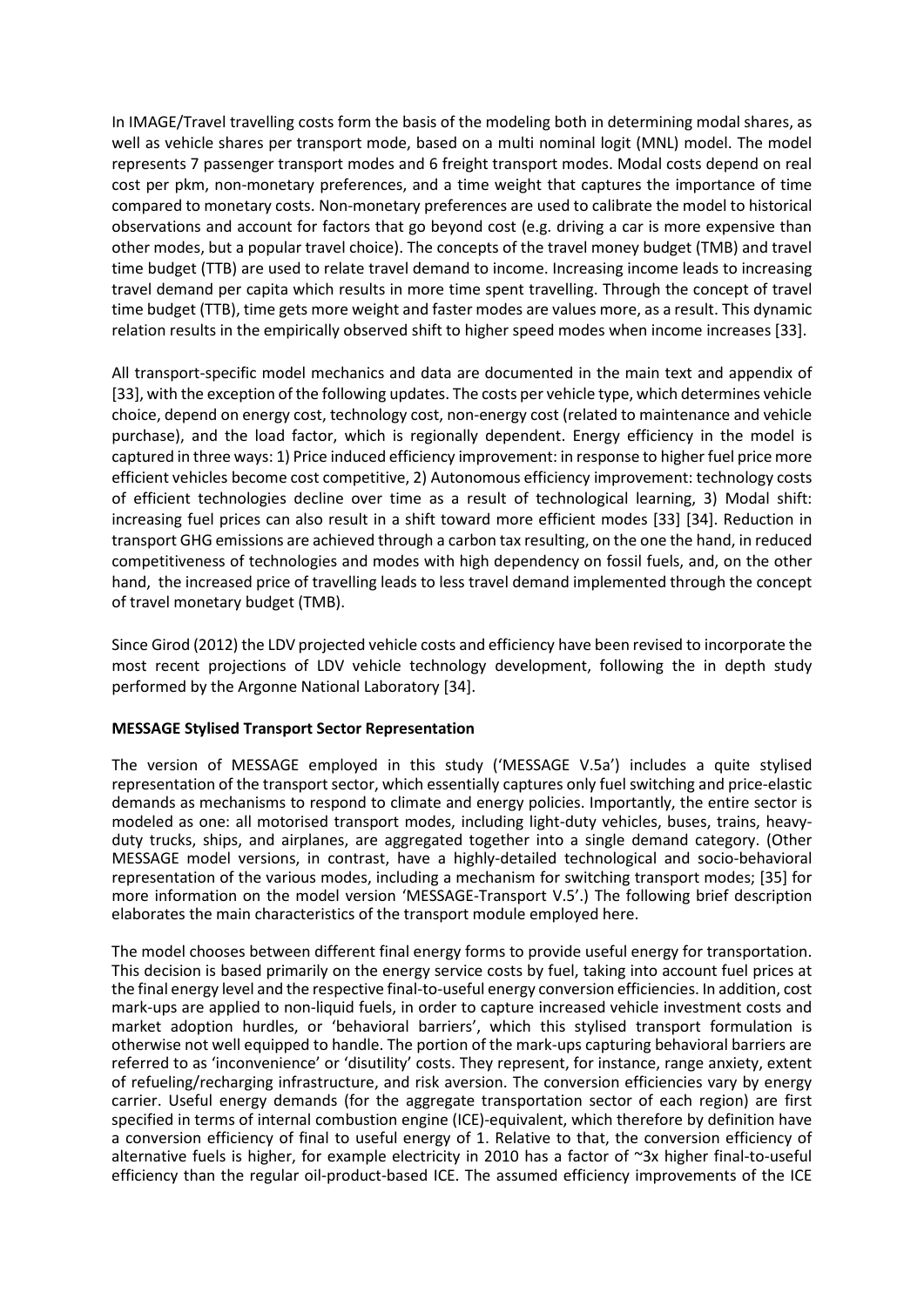In IMAGE/Travel travelling costs form the basis of the modeling both in determining modal shares, as well as vehicle shares per transport mode, based on a multi nominal logit (MNL) model. The model represents 7 passenger transport modes and 6 freight transport modes. Modal costs depend on real cost per pkm, non-monetary preferences, and a time weight that captures the importance of time compared to monetary costs. Non-monetary preferences are used to calibrate the model to historical observations and account for factors that go beyond cost (e.g. driving a car is more expensive than other modes, but a popular travel choice). The concepts of the travel money budget (TMB) and travel time budget (TTB) are used to relate travel demand to income. Increasing income leads to increasing travel demand per capita which results in more time spent travelling. Through the concept of travel time budget (TTB), time gets more weight and faster modes are values more, as a result. This dynamic relation results in the empirically observed shift to higher speed modes when income increases [33].

All transport-specific model mechanics and data are documented in the main text and appendix of [33], with the exception of the following updates. The costs per vehicle type, which determines vehicle choice, depend on energy cost, technology cost, non-energy cost (related to maintenance and vehicle purchase), and the load factor, which is regionally dependent. Energy efficiency in the model is captured in three ways: 1) Price induced efficiency improvement: in response to higher fuel price more efficient vehicles become cost competitive, 2) Autonomous efficiency improvement: technology costs of efficient technologies decline over time as a result of technological learning, 3) Modal shift: increasing fuel prices can also result in a shift toward more efficient modes [33] [34]. Reduction in transport GHG emissions are achieved through a carbon tax resulting, on the one the hand, in reduced competitiveness of technologies and modes with high dependency on fossil fuels, and, on the other hand, the increased price of travelling leads to less travel demand implemented through the concept of travel monetary budget (TMB).

Since Girod (2012) the LDV projected vehicle costs and efficiency have been revised to incorporate the most recent projections of LDV vehicle technology development, following the in depth study performed by the Argonne National Laboratory [34].

**MESSAGE Stylised Transport Sector Representation**

The version of MESSAGE employed in this study ('MESSAGE V.5a') includes a quite stylised representation of the transport sector, which essentially captures only fuel switching and price-elastic demands as mechanisms to respond to climate and energy policies. Importantly, the entire sector is modeled as one: all motorised transport modes, including light-duty vehicles, buses, trains, heavy-duty trucks, ships, and airplanes, are aggregated together into a single demand category. (Other MESSAGE model versions, in contrast, have a highly-detailed technological and socio-behavioral representation of the various modes, including a mechanism for switching transport modes; [35] for more information on the model version 'MESSAGE-Transport V.5'.) The following brief description elaborates the main characteristics of the transport module employed here.

The model chooses between different final energy forms to provide useful energy for transportation. This decision is based primarily on the energy service costs by fuel, taking into account fuel prices at the final energy level and the respective final-to-useful energy conversion efficiencies. In addition, cost mark-ups are applied to non-liquid fuels, in order to capture increased vehicle investment costs and market adoption hurdles, or 'behavioral barriers', which this stylised transport formulation is otherwise not well equipped to handle. The portion of the mark-ups capturing behavioral barriers are referred to as 'inconvenience' or 'disutility' costs. They represent, for instance, range anxiety, extent of refueling/recharging infrastructure, and risk aversion. The conversion efficiencies vary by energy carrier. Useful energy demands (for the aggregate transportation sector of each region) are first specified in terms of internal combustion engine (ICE)-equivalent, which therefore by definition have a conversion efficiency of final to useful energy of 1. Relative to that, the conversion efficiency of alternative fuels is higher, for example electricity in 2010 has a factor of ~3x higher final-to-useful efficiency than the regular oil-product-based ICE. The assumed efficiency improvements of the ICE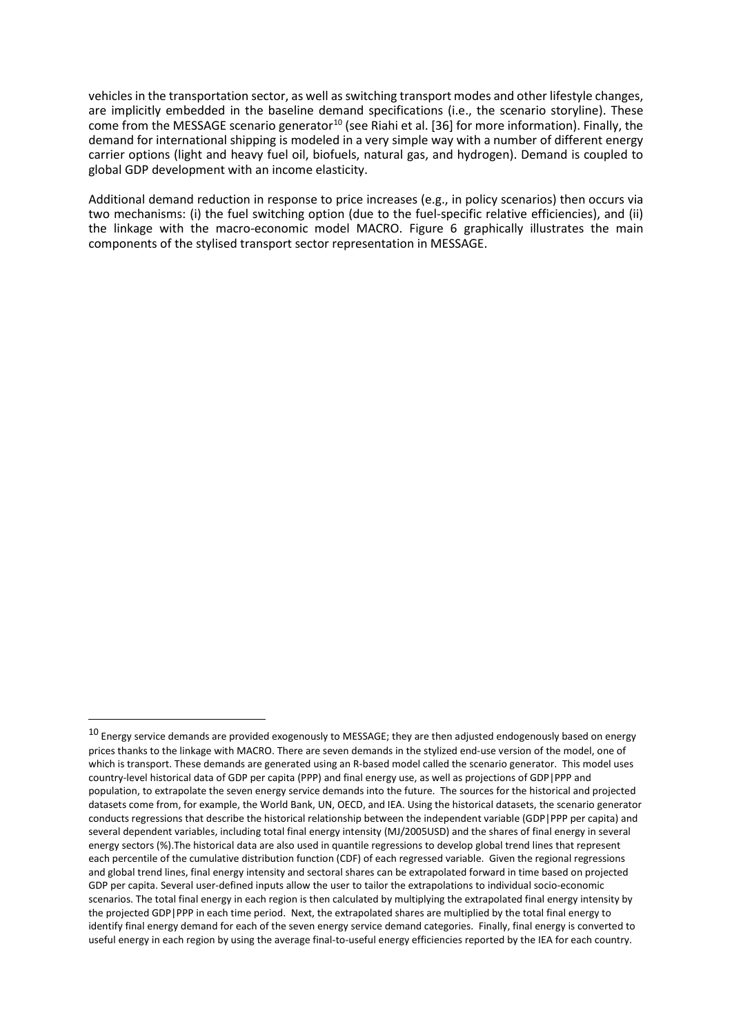vehicles in the transportation sector, as well as switching transport modes and other lifestyle changes, are implicitly embedded in the baseline demand specifications (i.e., the scenario storyline). These come from the MESSAGE scenario generator[10] (see Riahi et al. [36] for more information). Finally, the demand for international shipping is modeled in a very simple way with a number of different energy carrier options (light and heavy fuel oil, biofuels, natural gas, and hydrogen). Demand is coupled to global GDP development with an income elasticity.

Additional demand reduction in response to price increases (e.g., in policy scenarios) then occurs via two mechanisms: (i) the fuel switching option (due to the fuel-specific relative efficiencies), and (ii) the linkage with the macro-economic model MACRO. Figure 6 graphically illustrates the main components of the stylised transport sector representation in MESSAGE.

---

[10] Energy service demands are provided exogenously to MESSAGE; they are then adjusted endogenously based on energy prices thanks to the linkage with MACRO. There are seven demands in the stylized end-use version of the model, one of which is transport. These demands are generated using an R-based model called the scenario generator. This model uses country-level historical data of GDP per capita (PPP) and final energy use, as well as projections of GDP|PPP and population, to extrapolate the seven energy service demands into the future. The sources for the historical and projected datasets come from, for example, the World Bank, UN, OECD, and IEA. Using the historical datasets, the scenario generator conducts regressions that describe the historical relationship between the independent variable (GDP|PPP per capita) and several dependent variables, including total final energy intensity (MJ/2005USD) and the shares of final energy in several energy sectors (%).The historical data are also used in quantile regressions to develop global trend lines that represent each percentile of the cumulative distribution function (CDF) of each regressed variable. Given the regional regressions and global trend lines, final energy intensity and sectoral shares can be extrapolated forward in time based on projected GDP per capita. Several user-defined inputs allow the user to tailor the extrapolations to individual socio-economic scenarios. The total final energy in each region is then calculated by multiplying the extrapolated final energy intensity by the projected GDP|PPP in each time period. Next, the extrapolated shares are multiplied by the total final energy to identify final energy demand for each of the seven energy service demand categories. Finally, final energy is converted to useful energy in each region by using the average final-to-useful energy efficiencies reported by the IEA for each country.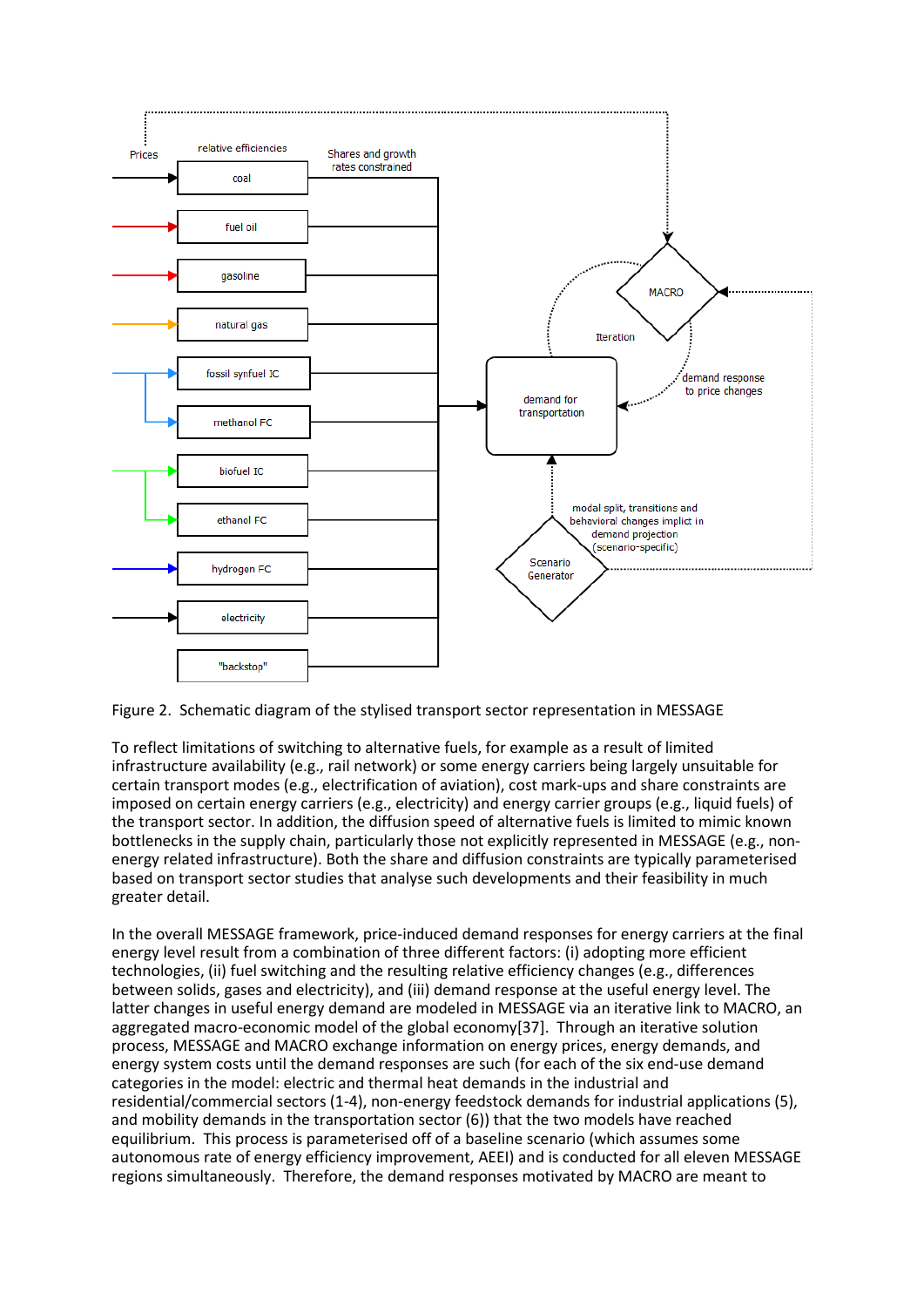Figure 2. Schematic diagram of the stylised transport sector representation in MESSAGE

To reflect limitations of switching to alternative fuels, for example as a result of limited infrastructure availability (e.g., rail network) or some energy carriers being largely unsuitable for certain transport modes (e.g., electrification of aviation), cost mark-ups and share constraints are imposed on certain energy carriers (e.g., electricity) and energy carrier groups (e.g., liquid fuels) of the transport sector. In addition, the diffusion speed of alternative fuels is limited to mimic known bottlenecks in the supply chain, particularly those not explicitly represented in MESSAGE (e.g., non-energy related infrastructure). Both the share and diffusion constraints are typically parameterised based on transport sector studies that analyse such developments and their feasibility in much greater detail.

In the overall MESSAGE framework, price-induced demand responses for energy carriers at the final energy level result from a combination of three different factors: (i) adopting more efficient technologies, (ii) fuel switching and the resulting relative efficiency changes (e.g., differences between solids, gases and electricity), and (iii) demand response at the useful energy level. The latter changes in useful energy demand are modeled in MESSAGE via an iterative link to MACRO, an aggregated macro-economic model of the global economy[37]. Through an iterative solution process, MESSAGE and MACRO exchange information on energy prices, energy demands, and energy system costs until the demand responses are such (for each of the six end-use demand categories in the model: electric and thermal heat demands in the industrial and residential/commercial sectors (1-4), non-energy feedstock demands for industrial applications (5), and mobility demands in the transportation sector (6)) that the two models have reached equilibrium. This process is parameterised off of a baseline scenario (which assumes some autonomous rate of energy efficiency improvement, AEEI) and is conducted for all eleven MESSAGE regions simultaneously. Therefore, the demand responses motivated by MACRO are meant to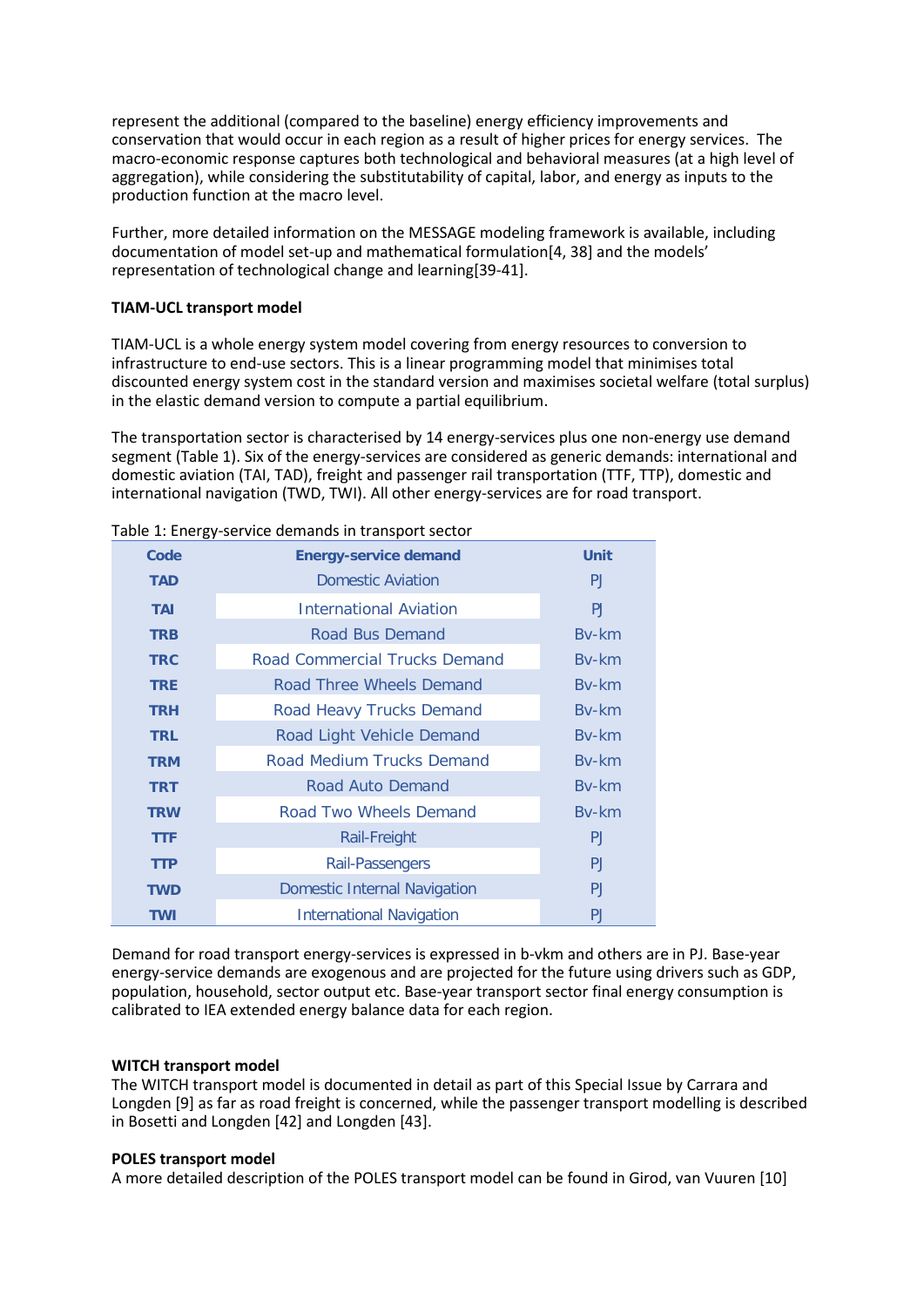represent the additional (compared to the baseline) energy efficiency improvements and conservation that would occur in each region as a result of higher prices for energy services. The macro-economic response captures both technological and behavioral measures (at a high level of aggregation), while considering the substitutability of capital, labor, and energy as inputs to the production function at the macro level.

Further, more detailed information on the MESSAGE modeling framework is available, including documentation of model set-up and mathematical formulation[4, 38] and the models' representation of technological change and learning[39-41].

**TIAM-UCL transport model**

TIAM-UCL is a whole energy system model covering from energy resources to conversion to infrastructure to end-use sectors. This is a linear programming model that minimises total discounted energy system cost in the standard version and maximises societal welfare (total surplus) in the elastic demand version to compute a partial equilibrium.

The transportation sector is characterised by 14 energy-services plus one non-energy use demand segment (Table 1). Six of the energy-services are considered as generic demands: international and domestic aviation (TAI, TAD), freight and passenger rail transportation (TTF, TTP), domestic and international navigation (TWD, TWI). All other energy-services are for road transport.

Table 1: Energy-service demands in transport sector

| Code | Energy-service demand | Unit |
|---|---|---|
| TAD | Domestic Aviation | PJ |
| TAI | International Aviation | PJ |
| TRB | Road Bus Demand | Bv-km |
| TRC | Road Commercial Trucks Demand | Bv-km |
| TRE | Road Three Wheels Demand | Bv-km |
| TRH | Road Heavy Trucks Demand | Bv-km |
| TRL | Road Light Vehicle Demand | Bv-km |
| TRM | Road Medium Trucks Demand | Bv-km |
| TRT | Road Auto Demand | Bv-km |
| TRW | Road Two Wheels Demand | Bv-km |
| TTF | Rail-Freight | PJ |
| TTP | Rail-Passengers | PJ |
| TWD | Domestic Internal Navigation | PJ |
| TWI | International Navigation | PJ |

Demand for road transport energy-services is expressed in b-vkm and others are in PJ. Base-year energy-service demands are exogenous and are projected for the future using drivers such as GDP, population, household, sector output etc. Base-year transport sector final energy consumption is calibrated to IEA extended energy balance data for each region.

**WITCH transport model**

The WITCH transport model is documented in detail as part of this Special Issue by Carrara and Longden [9] as far as road freight is concerned, while the passenger transport modelling is described in Bosetti and Longden [42] and Longden [43].

**POLES transport model**

A more detailed description of the POLES transport model can be found in Girod, van Vuuren [10]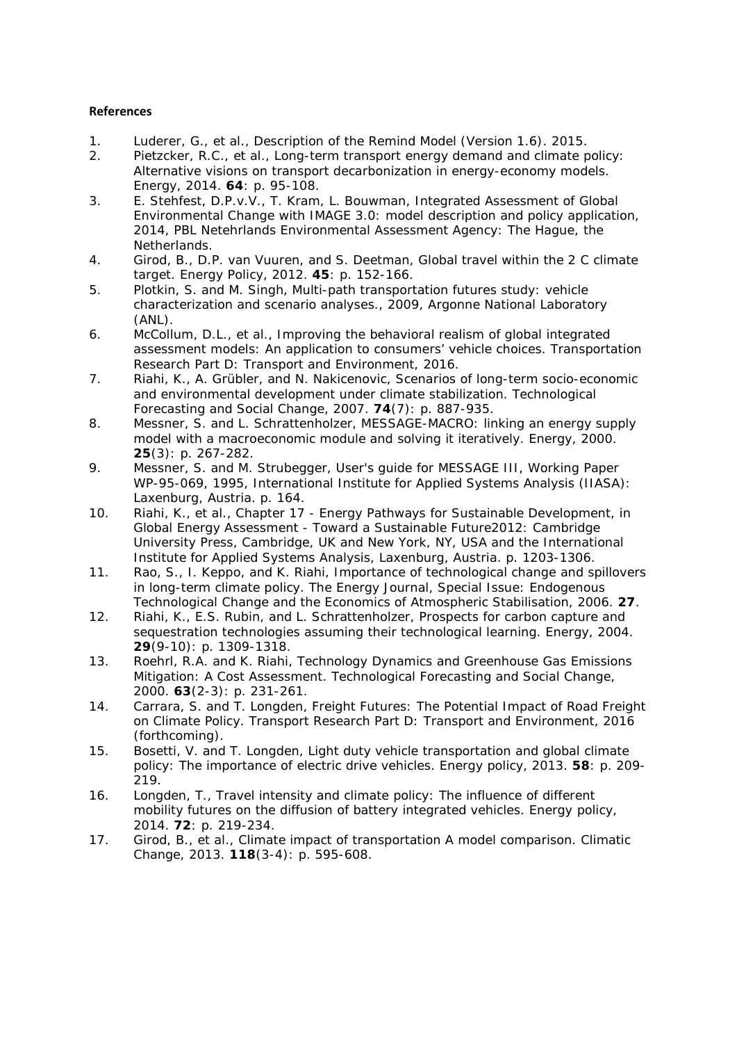**References**

1. Luderer, G., et al., Description of the Remind Model (Version 1.6). 2015.
2. Pietzcker, R.C., et al., Long-term transport energy demand and climate policy: Alternative visions on transport decarbonization in energy-economy models. Energy, 2014. **64**: p. 95-108.
3. E. Stehfest, D.P.v.V., T. Kram, L. Bouwman, Integrated Assessment of Global Environmental Change with IMAGE 3.0: model description and policy application, 2014, PBL Netehrlands Environmental Assessment Agency: The Hague, the Netherlands.
4. Girod, B., D.P. van Vuuren, and S. Deetman, Global travel within the 2 C climate target. Energy Policy, 2012. **45**: p. 152-166.
5. Plotkin, S. and M. Singh, Multi-path transportation futures study: vehicle characterization and scenario analyses., 2009, Argonne National Laboratory (ANL).
6. McCollum, D.L., et al., Improving the behavioral realism of global integrated assessment models: An application to consumers' vehicle choices. Transportation Research Part D: Transport and Environment, 2016.
7. Riahi, K., A. Grübler, and N. Nakicenovic, Scenarios of long-term socio-economic and environmental development under climate stabilization. Technological Forecasting and Social Change, 2007. **74**(7): p. 887-935.
8. Messner, S. and L. Schrattenholzer, MESSAGE-MACRO: linking an energy supply model with a macroeconomic module and solving it iteratively. Energy, 2000. **25**(3): p. 267-282.
9. Messner, S. and M. Strubegger, User's guide for MESSAGE III, Working Paper WP-95-069, 1995, International Institute for Applied Systems Analysis (IIASA): Laxenburg, Austria. p. 164.
10. Riahi, K., et al., Chapter 17 - Energy Pathways for Sustainable Development, in Global Energy Assessment - Toward a Sustainable Future2012: Cambridge University Press, Cambridge, UK and New York, NY, USA and the International Institute for Applied Systems Analysis, Laxenburg, Austria. p. 1203-1306.
11. Rao, S., I. Keppo, and K. Riahi, Importance of technological change and spillovers in long-term climate policy. The Energy Journal, Special Issue: Endogenous Technological Change and the Economics of Atmospheric Stabilisation, 2006. **27**.
12. Riahi, K., E.S. Rubin, and L. Schrattenholzer, Prospects for carbon capture and sequestration technologies assuming their technological learning. Energy, 2004. **29**(9-10): p. 1309-1318.
13. Roehrl, R.A. and K. Riahi, Technology Dynamics and Greenhouse Gas Emissions Mitigation: A Cost Assessment. Technological Forecasting and Social Change, 2000. **63**(2-3): p. 231-261.
14. Carrara, S. and T. Longden, Freight Futures: The Potential Impact of Road Freight on Climate Policy. Transport Research Part D: Transport and Environment, 2016 (forthcoming).
15. Bosetti, V. and T. Longden, Light duty vehicle transportation and global climate policy: The importance of electric drive vehicles. Energy policy, 2013. **58**: p. 209-219.
16. Longden, T., Travel intensity and climate policy: The influence of different mobility futures on the diffusion of battery integrated vehicles. Energy policy, 2014. **72**: p. 219-234.
17. Girod, B., et al., Climate impact of transportation A model comparison. Climatic Change, 2013. **118**(3-4): p. 595-608.